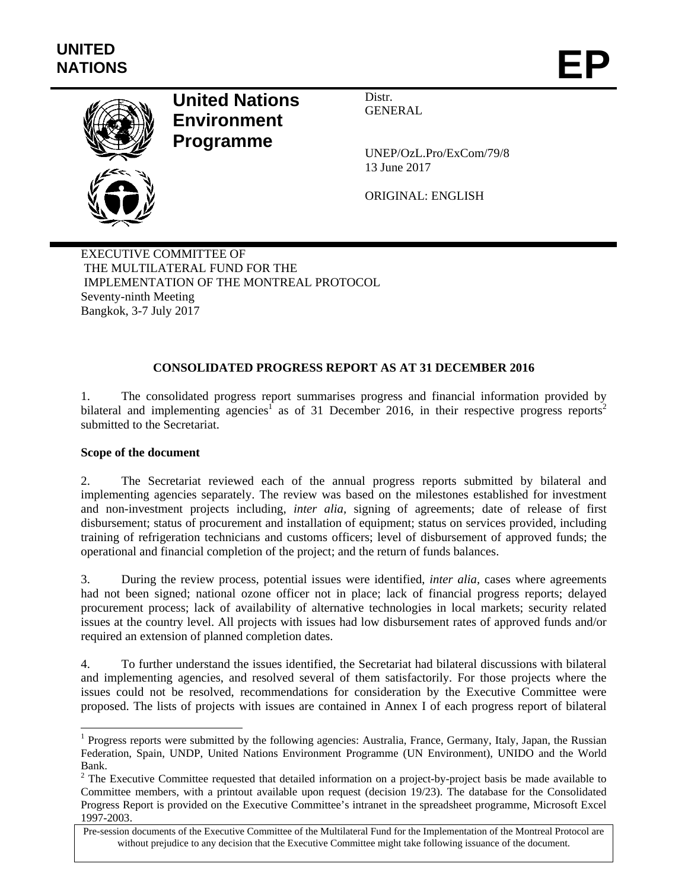**UNITED NATIONS**

# EP

## United Nations Environment Programme

Distr.
GENERAL

UNEP/OzL.Pro/ExCom/79/8
13 June 2017

ORIGINAL: ENGLISH

EXECUTIVE COMMITTEE OF
THE MULTILATERAL FUND FOR THE
IMPLEMENTATION OF THE MONTREAL PROTOCOL
Seventy-ninth Meeting
Bangkok, 3-7 July 2017

### CONSOLIDATED PROGRESS REPORT AS AT 31 DECEMBER 2016

1. The consolidated progress report summarises progress and financial information provided by bilateral and implementing agencies[1] as of 31 December 2016, in their respective progress reports[2] submitted to the Secretariat.

**Scope of the document**

2. The Secretariat reviewed each of the annual progress reports submitted by bilateral and implementing agencies separately. The review was based on the milestones established for investment and non-investment projects including, *inter alia*, signing of agreements; date of release of first disbursement; status of procurement and installation of equipment; status on services provided, including training of refrigeration technicians and customs officers; level of disbursement of approved funds; the operational and financial completion of the project; and the return of funds balances.

3. During the review process, potential issues were identified, *inter alia*, cases where agreements had not been signed; national ozone officer not in place; lack of financial progress reports; delayed procurement process; lack of availability of alternative technologies in local markets; security related issues at the country level. All projects with issues had low disbursement rates of approved funds and/or required an extension of planned completion dates.

4. To further understand the issues identified, the Secretariat had bilateral discussions with bilateral and implementing agencies, and resolved several of them satisfactorily. For those projects where the issues could not be resolved, recommendations for consideration by the Executive Committee were proposed. The lists of projects with issues are contained in Annex I of each progress report of bilateral

---

[1] Progress reports were submitted by the following agencies: Australia, France, Germany, Italy, Japan, the Russian Federation, Spain, UNDP, United Nations Environment Programme (UN Environment), UNIDO and the World Bank.

[2] The Executive Committee requested that detailed information on a project-by-project basis be made available to Committee members, with a printout available upon request (decision 19/23). The database for the Consolidated Progress Report is provided on the Executive Committee's intranet in the spreadsheet programme, Microsoft Excel 1997-2003.

Pre-session documents of the Executive Committee of the Multilateral Fund for the Implementation of the Montreal Protocol are without prejudice to any decision that the Executive Committee might take following issuance of the document.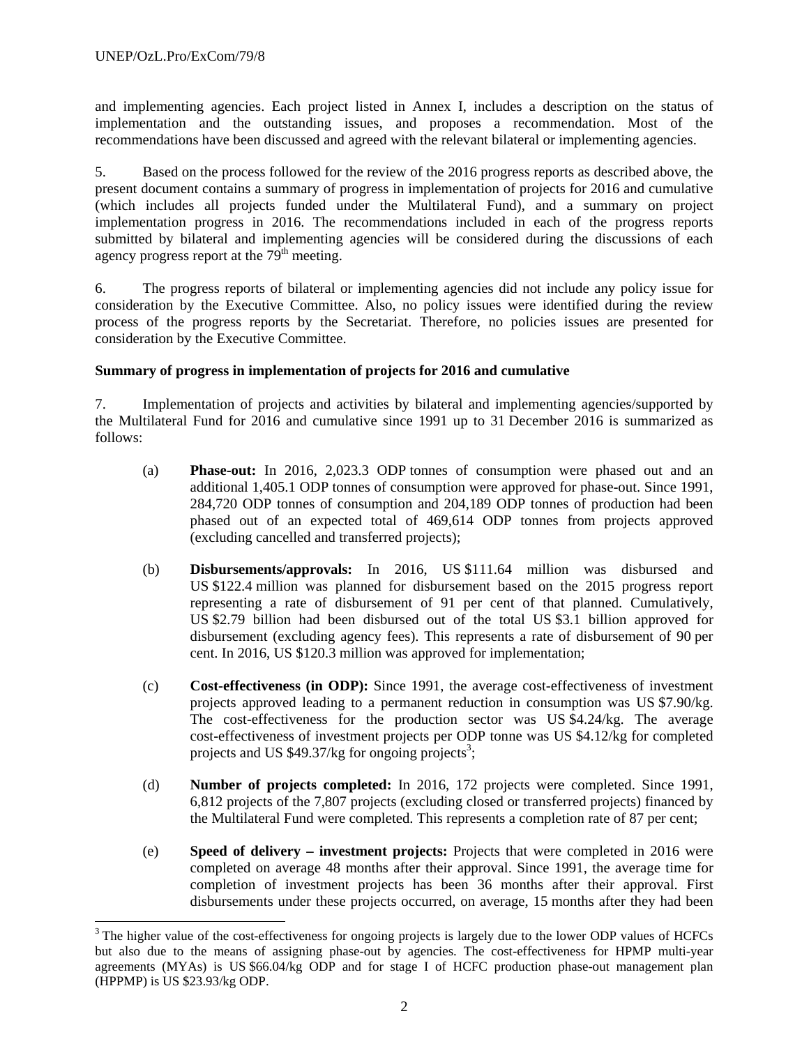and implementing agencies. Each project listed in Annex I, includes a description on the status of implementation and the outstanding issues, and proposes a recommendation. Most of the recommendations have been discussed and agreed with the relevant bilateral or implementing agencies.

5. Based on the process followed for the review of the 2016 progress reports as described above, the present document contains a summary of progress in implementation of projects for 2016 and cumulative (which includes all projects funded under the Multilateral Fund), and a summary on project implementation progress in 2016. The recommendations included in each of the progress reports submitted by bilateral and implementing agencies will be considered during the discussions of each agency progress report at the 79th meeting.

6. The progress reports of bilateral or implementing agencies did not include any policy issue for consideration by the Executive Committee. Also, no policy issues were identified during the review process of the progress reports by the Secretariat. Therefore, no policies issues are presented for consideration by the Executive Committee.

**Summary of progress in implementation of projects for 2016 and cumulative**

7. Implementation of projects and activities by bilateral and implementing agencies/supported by the Multilateral Fund for 2016 and cumulative since 1991 up to 31 December 2016 is summarized as follows:

(a) **Phase-out:** In 2016, 2,023.3 ODP tonnes of consumption were phased out and an additional 1,405.1 ODP tonnes of consumption were approved for phase-out. Since 1991, 284,720 ODP tonnes of consumption and 204,189 ODP tonnes of production had been phased out of an expected total of 469,614 ODP tonnes from projects approved (excluding cancelled and transferred projects);

(b) **Disbursements/approvals:** In 2016, US $111.64 million was disbursed and US $122.4 million was planned for disbursement based on the 2015 progress report representing a rate of disbursement of 91 per cent of that planned. Cumulatively, US $2.79 billion had been disbursed out of the total US $3.1 billion approved for disbursement (excluding agency fees). This represents a rate of disbursement of 90 per cent. In 2016, US $120.3 million was approved for implementation;

(c) **Cost-effectiveness (in ODP):** Since 1991, the average cost-effectiveness of investment projects approved leading to a permanent reduction in consumption was US $7.90/kg. The cost-effectiveness for the production sector was US $4.24/kg. The average cost-effectiveness of investment projects per ODP tonne was US $4.12/kg for completed projects and US $49.37/kg for ongoing projects[3];

(d) **Number of projects completed:** In 2016, 172 projects were completed. Since 1991, 6,812 projects of the 7,807 projects (excluding closed or transferred projects) financed by the Multilateral Fund were completed. This represents a completion rate of 87 per cent;

(e) **Speed of delivery – investment projects:** Projects that were completed in 2016 were completed on average 48 months after their approval. Since 1991, the average time for completion of investment projects has been 36 months after their approval. First disbursements under these projects occurred, on average, 15 months after they had been

[3] The higher value of the cost-effectiveness for ongoing projects is largely due to the lower ODP values of HCFCs but also due to the means of assigning phase-out by agencies. The cost-effectiveness for HPMP multi-year agreements (MYAs) is US $66.04/kg ODP and for stage I of HCFC production phase-out management plan (HPPMP) is US $23.93/kg ODP.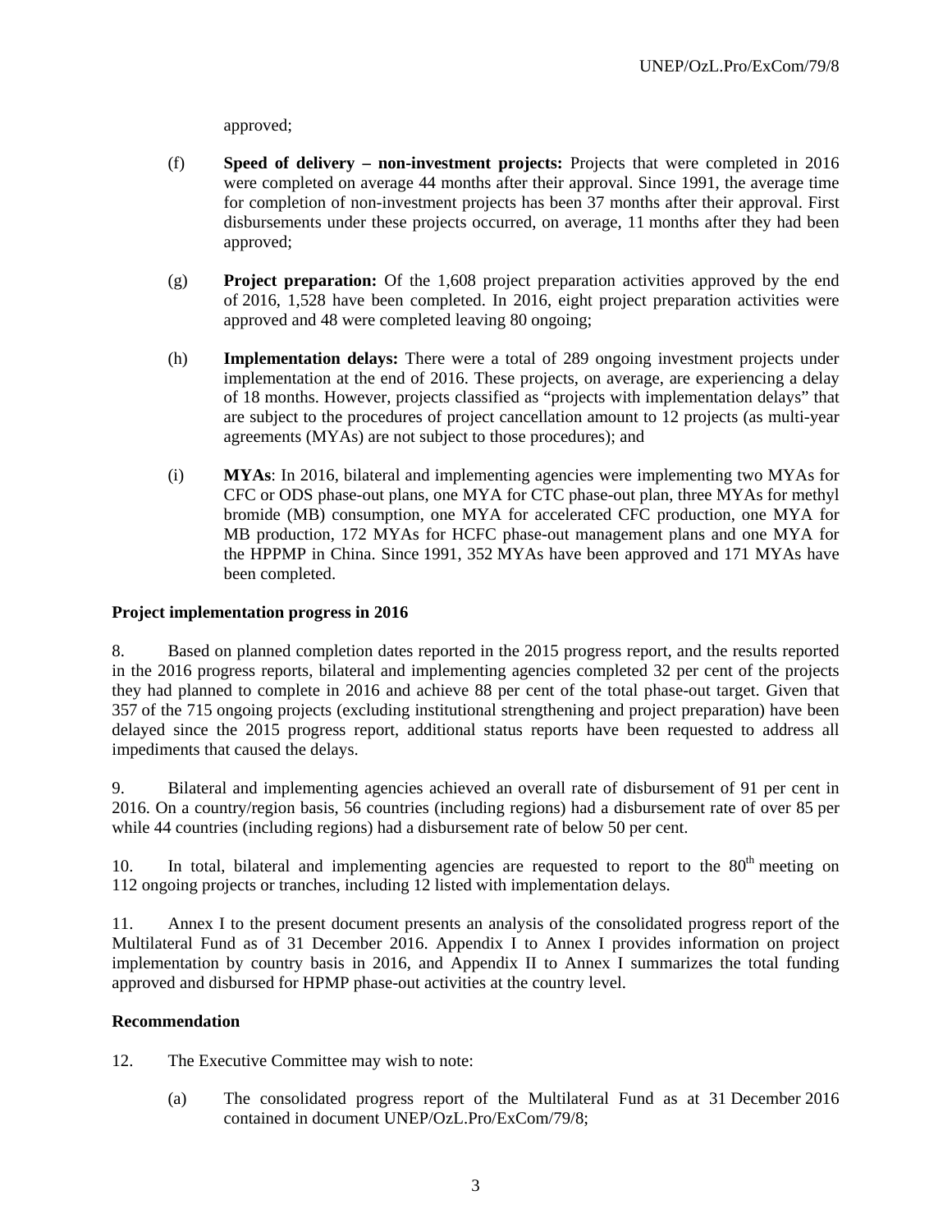approved;

(f) **Speed of delivery – non-investment projects:** Projects that were completed in 2016 were completed on average 44 months after their approval. Since 1991, the average time for completion of non-investment projects has been 37 months after their approval. First disbursements under these projects occurred, on average, 11 months after they had been approved;

(g) **Project preparation:** Of the 1,608 project preparation activities approved by the end of 2016, 1,528 have been completed. In 2016, eight project preparation activities were approved and 48 were completed leaving 80 ongoing;

(h) **Implementation delays:** There were a total of 289 ongoing investment projects under implementation at the end of 2016. These projects, on average, are experiencing a delay of 18 months. However, projects classified as "projects with implementation delays" that are subject to the procedures of project cancellation amount to 12 projects (as multi-year agreements (MYAs) are not subject to those procedures); and

(i) **MYAs**: In 2016, bilateral and implementing agencies were implementing two MYAs for CFC or ODS phase-out plans, one MYA for CTC phase-out plan, three MYAs for methyl bromide (MB) consumption, one MYA for accelerated CFC production, one MYA for MB production, 172 MYAs for HCFC phase-out management plans and one MYA for the HPPMP in China. Since 1991, 352 MYAs have been approved and 171 MYAs have been completed.

**Project implementation progress in 2016**

8. Based on planned completion dates reported in the 2015 progress report, and the results reported in the 2016 progress reports, bilateral and implementing agencies completed 32 per cent of the projects they had planned to complete in 2016 and achieve 88 per cent of the total phase-out target. Given that 357 of the 715 ongoing projects (excluding institutional strengthening and project preparation) have been delayed since the 2015 progress report, additional status reports have been requested to address all impediments that caused the delays.

9. Bilateral and implementing agencies achieved an overall rate of disbursement of 91 per cent in 2016. On a country/region basis, 56 countries (including regions) had a disbursement rate of over 85 per while 44 countries (including regions) had a disbursement rate of below 50 per cent.

10. In total, bilateral and implementing agencies are requested to report to the 80th meeting on 112 ongoing projects or tranches, including 12 listed with implementation delays.

11. Annex I to the present document presents an analysis of the consolidated progress report of the Multilateral Fund as of 31 December 2016. Appendix I to Annex I provides information on project implementation by country basis in 2016, and Appendix II to Annex I summarizes the total funding approved and disbursed for HPMP phase-out activities at the country level.

**Recommendation**

12. The Executive Committee may wish to note:

(a) The consolidated progress report of the Multilateral Fund as at 31 December 2016 contained in document UNEP/OzL.Pro/ExCom/79/8;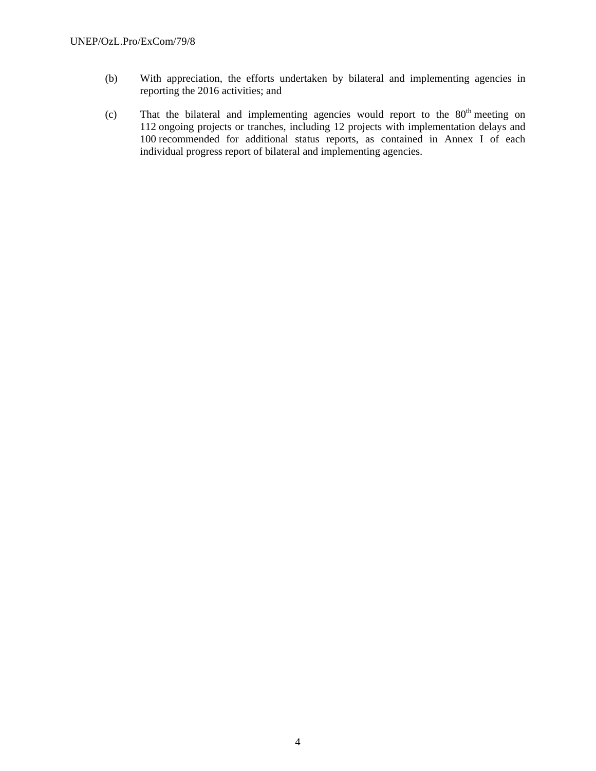(b) With appreciation, the efforts undertaken by bilateral and implementing agencies in reporting the 2016 activities; and

(c) That the bilateral and implementing agencies would report to the 80th meeting on 112 ongoing projects or tranches, including 12 projects with implementation delays and 100 recommended for additional status reports, as contained in Annex I of each individual progress report of bilateral and implementing agencies.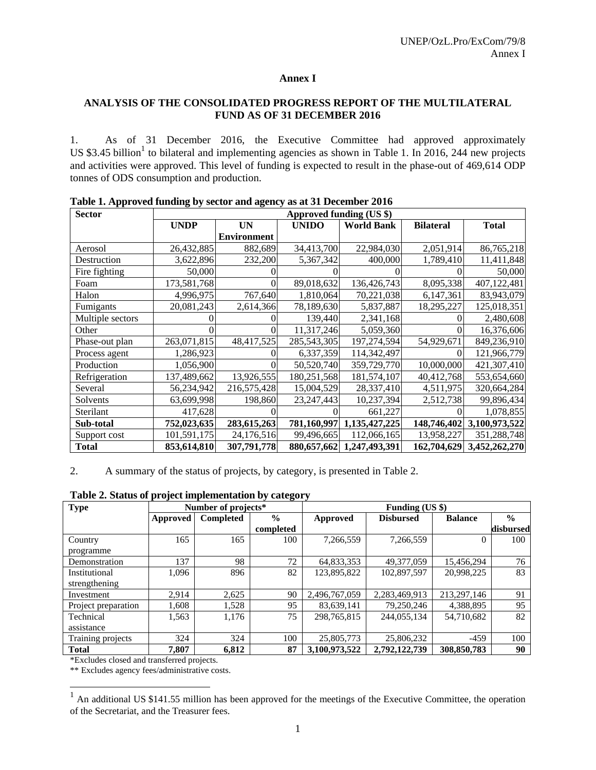# Annex I

## ANALYSIS OF THE CONSOLIDATED PROGRESS REPORT OF THE MULTILATERAL FUND AS OF 31 DECEMBER 2016

1. As of 31 December 2016, the Executive Committee had approved approximately US $3.45 billion[1] to bilateral and implementing agencies as shown in Table 1. In 2016, 244 new projects and activities were approved. This level of funding is expected to result in the phase-out of 469,614 ODP tonnes of ODS consumption and production.

**Table 1. Approved funding by sector and agency as at 31 December 2016**

| Sector | Approved funding (US $) | | | | | |
|---|---|---|---|---|---|---|
| | UNDP | UN Environment | UNIDO | World Bank | Bilateral | Total |
| Aerosol | 26,432,885 | 882,689 | 34,413,700 | 22,984,030 | 2,051,914 | 86,765,218 |
| Destruction | 3,622,896 | 232,200 | 5,367,342 | 400,000 | 1,789,410 | 11,411,848 |
| Fire fighting | 50,000 | 0 | 0 | 0 | 0 | 50,000 |
| Foam | 173,581,768 | 0 | 89,018,632 | 136,426,743 | 8,095,338 | 407,122,481 |
| Halon | 4,996,975 | 767,640 | 1,810,064 | 70,221,038 | 6,147,361 | 83,943,079 |
| Fumigants | 20,081,243 | 2,614,366 | 78,189,630 | 5,837,887 | 18,295,227 | 125,018,351 |
| Multiple sectors | 0 | 0 | 139,440 | 2,341,168 | 0 | 2,480,608 |
| Other | 0 | 0 | 11,317,246 | 5,059,360 | 0 | 16,376,606 |
| Phase-out plan | 263,071,815 | 48,417,525 | 285,543,305 | 197,274,594 | 54,929,671 | 849,236,910 |
| Process agent | 1,286,923 | 0 | 6,337,359 | 114,342,497 | 0 | 121,966,779 |
| Production | 1,056,900 | 0 | 50,520,740 | 359,729,770 | 10,000,000 | 421,307,410 |
| Refrigeration | 137,489,662 | 13,926,555 | 180,251,568 | 181,574,107 | 40,412,768 | 553,654,660 |
| Several | 56,234,942 | 216,575,428 | 15,004,529 | 28,337,410 | 4,511,975 | 320,664,284 |
| Solvents | 63,699,998 | 198,860 | 23,247,443 | 10,237,394 | 2,512,738 | 99,896,434 |
| Sterilant | 417,628 | 0 | 0 | 661,227 | 0 | 1,078,855 |
| **Sub-total** | **752,023,635** | **283,615,263** | **781,160,997** | **1,135,427,225** | **148,746,402** | **3,100,973,522** |
| Support cost | 101,591,175 | 24,176,516 | 99,496,665 | 112,066,165 | 13,958,227 | 351,288,748 |
| **Total** | **853,614,810** | **307,791,778** | **880,657,662** | **1,247,493,391** | **162,704,629** | **3,452,262,270** |

2. A summary of the status of projects, by category, is presented in Table 2.

**Table 2. Status of project implementation by category**

| Type | Number of projects* | | | Funding (US $) | | | |
|---|---|---|---|---|---|---|---|
| | Approved | Completed | % completed | Approved | Disbursed | Balance | % disbursed |
| Country programme | 165 | 165 | 100 | 7,266,559 | 7,266,559 | 0 | 100 |
| Demonstration | 137 | 98 | 72 | 64,833,353 | 49,377,059 | 15,456,294 | 76 |
| Institutional strengthening | 1,096 | 896 | 82 | 123,895,822 | 102,897,597 | 20,998,225 | 83 |
| Investment | 2,914 | 2,625 | 90 | 2,496,767,059 | 2,283,469,913 | 213,297,146 | 91 |
| Project preparation | 1,608 | 1,528 | 95 | 83,639,141 | 79,250,246 | 4,388,895 | 95 |
| Technical assistance | 1,563 | 1,176 | 75 | 298,765,815 | 244,055,134 | 54,710,682 | 82 |
| Training projects | 324 | 324 | 100 | 25,805,773 | 25,806,232 | -459 | 100 |
| **Total** | **7,807** | **6,812** | **87** | **3,100,973,522** | **2,792,122,739** | **308,850,783** | **90** |

*Excludes closed and transferred projects.

** Excludes agency fees/administrative costs.

[1] An additional US $141.55 million has been approved for the meetings of the Executive Committee, the operation of the Secretariat, and the Treasurer fees.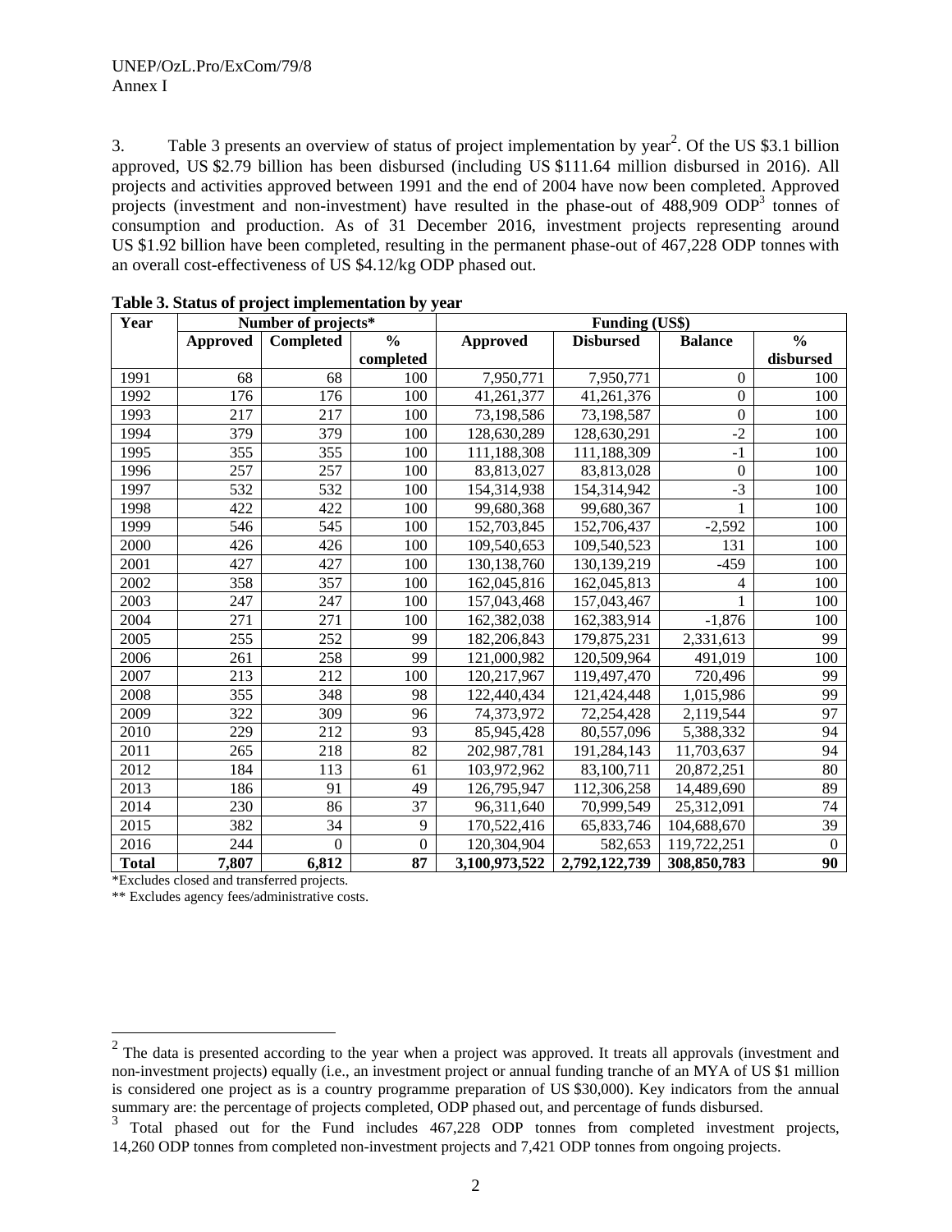3. Table 3 presents an overview of status of project implementation by year[2]. Of the US $3.1 billion approved, US $2.79 billion has been disbursed (including US $111.64 million disbursed in 2016). All projects and activities approved between 1991 and the end of 2004 have now been completed. Approved projects (investment and non-investment) have resulted in the phase-out of 488,909 ODP[3] tonnes of consumption and production. As of 31 December 2016, investment projects representing around US $1.92 billion have been completed, resulting in the permanent phase-out of 467,228 ODP tonnes with an overall cost-effectiveness of US $4.12/kg ODP phased out.

**Table 3. Status of project implementation by year**

| Year | Number of projects* | | | Funding (US$) | | | |
|---|---|---|---|---|---|---|---|
| | Approved | Completed | % completed | Approved | Disbursed | Balance | % disbursed |
| 1991 | 68 | 68 | 100 | 7,950,771 | 7,950,771 | 0 | 100 |
| 1992 | 176 | 176 | 100 | 41,261,377 | 41,261,376 | 0 | 100 |
| 1993 | 217 | 217 | 100 | 73,198,586 | 73,198,587 | 0 | 100 |
| 1994 | 379 | 379 | 100 | 128,630,289 | 128,630,291 | -2 | 100 |
| 1995 | 355 | 355 | 100 | 111,188,308 | 111,188,309 | -1 | 100 |
| 1996 | 257 | 257 | 100 | 83,813,027 | 83,813,028 | 0 | 100 |
| 1997 | 532 | 532 | 100 | 154,314,938 | 154,314,942 | -3 | 100 |
| 1998 | 422 | 422 | 100 | 99,680,368 | 99,680,367 | 1 | 100 |
| 1999 | 546 | 545 | 100 | 152,703,845 | 152,706,437 | -2,592 | 100 |
| 2000 | 426 | 426 | 100 | 109,540,653 | 109,540,523 | 131 | 100 |
| 2001 | 427 | 427 | 100 | 130,138,760 | 130,139,219 | -459 | 100 |
| 2002 | 358 | 357 | 100 | 162,045,816 | 162,045,813 | 4 | 100 |
| 2003 | 247 | 247 | 100 | 157,043,468 | 157,043,467 | 1 | 100 |
| 2004 | 271 | 271 | 100 | 162,382,038 | 162,383,914 | -1,876 | 100 |
| 2005 | 255 | 252 | 99 | 182,206,843 | 179,875,231 | 2,331,613 | 99 |
| 2006 | 261 | 258 | 99 | 121,000,982 | 120,509,964 | 491,019 | 100 |
| 2007 | 213 | 212 | 100 | 120,217,967 | 119,497,470 | 720,496 | 99 |
| 2008 | 355 | 348 | 98 | 122,440,434 | 121,424,448 | 1,015,986 | 99 |
| 2009 | 322 | 309 | 96 | 74,373,972 | 72,254,428 | 2,119,544 | 97 |
| 2010 | 229 | 212 | 93 | 85,945,428 | 80,557,096 | 5,388,332 | 94 |
| 2011 | 265 | 218 | 82 | 202,987,781 | 191,284,143 | 11,703,637 | 94 |
| 2012 | 184 | 113 | 61 | 103,972,962 | 83,100,711 | 20,872,251 | 80 |
| 2013 | 186 | 91 | 49 | 126,795,947 | 112,306,258 | 14,489,690 | 89 |
| 2014 | 230 | 86 | 37 | 96,311,640 | 70,999,549 | 25,312,091 | 74 |
| 2015 | 382 | 34 | 9 | 170,522,416 | 65,833,746 | 104,688,670 | 39 |
| 2016 | 244 | 0 | 0 | 120,304,904 | 582,653 | 119,722,251 | 0 |
| **Total** | **7,807** | **6,812** | **87** | **3,100,973,522** | **2,792,122,739** | **308,850,783** | **90** |

*Excludes closed and transferred projects.

** Excludes agency fees/administrative costs.

[2] The data is presented according to the year when a project was approved. It treats all approvals (investment and non-investment projects) equally (i.e., an investment project or annual funding tranche of an MYA of US $1 million is considered one project as is a country programme preparation of US $30,000). Key indicators from the annual summary are: the percentage of projects completed, ODP phased out, and percentage of funds disbursed.

[3] Total phased out for the Fund includes 467,228 ODP tonnes from completed investment projects, 14,260 ODP tonnes from completed non-investment projects and 7,421 ODP tonnes from ongoing projects.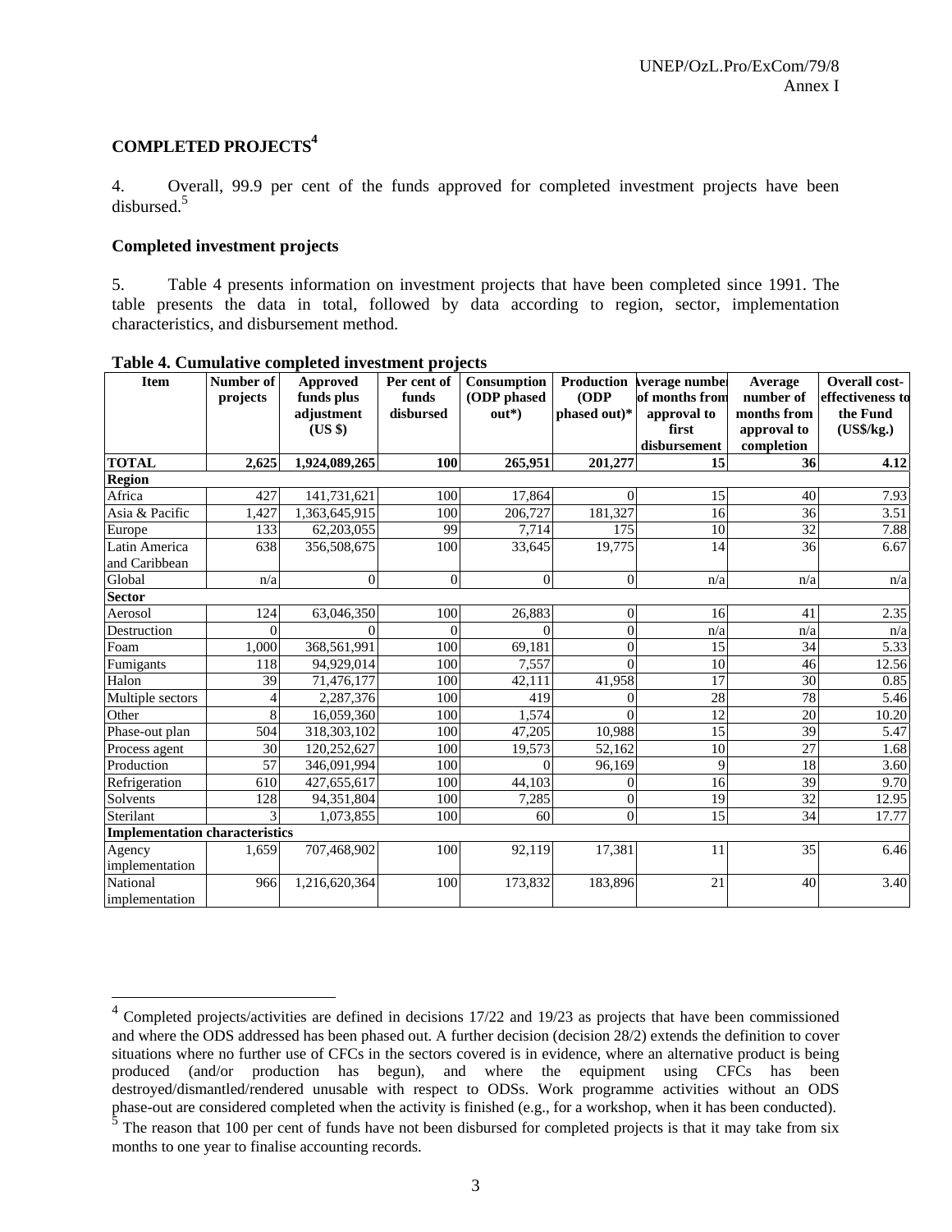## COMPLETED PROJECTS[4]

4. Overall, 99.9 per cent of the funds approved for completed investment projects have been disbursed.[5]

### Completed investment projects

5. Table 4 presents information on investment projects that have been completed since 1991. The table presents the data in total, followed by data according to region, sector, implementation characteristics, and disbursement method.

**Table 4. Cumulative completed investment projects**

| Item | Number of projects | Approved funds plus adjustment (US $) | Per cent of funds disbursed | Consumption (ODP phased out*) | Production (ODP phased out)* | Average number of months from approval to first disbursement | Average number of months from approval to completion | Overall cost-effectiveness to the Fund (US$/kg.) |
|---|---|---|---|---|---|---|---|---|
| **TOTAL** | **2,625** | **1,924,089,265** | **100** | **265,951** | **201,277** | **15** | **36** | **4.12** |
| **Region** | | | | | | | | |
| Africa | 427 | 141,731,621 | 100 | 17,864 | 0 | 15 | 40 | 7.93 |
| Asia & Pacific | 1,427 | 1,363,645,915 | 100 | 206,727 | 181,327 | 16 | 36 | 3.51 |
| Europe | 133 | 62,203,055 | 99 | 7,714 | 175 | 10 | 32 | 7.88 |
| Latin America and Caribbean | 638 | 356,508,675 | 100 | 33,645 | 19,775 | 14 | 36 | 6.67 |
| Global | n/a | 0 | 0 | 0 | 0 | n/a | n/a | n/a |
| **Sector** | | | | | | | | |
| Aerosol | 124 | 63,046,350 | 100 | 26,883 | 0 | 16 | 41 | 2.35 |
| Destruction | 0 | 0 | 0 | 0 | 0 | n/a | n/a | n/a |
| Foam | 1,000 | 368,561,991 | 100 | 69,181 | 0 | 15 | 34 | 5.33 |
| Fumigants | 118 | 94,929,014 | 100 | 7,557 | 0 | 10 | 46 | 12.56 |
| Halon | 39 | 71,476,177 | 100 | 42,111 | 41,958 | 17 | 30 | 0.85 |
| Multiple sectors | 4 | 2,287,376 | 100 | 419 | 0 | 28 | 78 | 5.46 |
| Other | 8 | 16,059,360 | 100 | 1,574 | 0 | 12 | 20 | 10.20 |
| Phase-out plan | 504 | 318,303,102 | 100 | 47,205 | 10,988 | 15 | 39 | 5.47 |
| Process agent | 30 | 120,252,627 | 100 | 19,573 | 52,162 | 10 | 27 | 1.68 |
| Production | 57 | 346,091,994 | 100 | 0 | 96,169 | 9 | 18 | 3.60 |
| Refrigeration | 610 | 427,655,617 | 100 | 44,103 | 0 | 16 | 39 | 9.70 |
| Solvents | 128 | 94,351,804 | 100 | 7,285 | 0 | 19 | 32 | 12.95 |
| Sterilant | 3 | 1,073,855 | 100 | 60 | 0 | 15 | 34 | 17.77 |
| **Implementation characteristics** | | | | | | | | |
| Agency implementation | 1,659 | 707,468,902 | 100 | 92,119 | 17,381 | 11 | 35 | 6.46 |
| National implementation | 966 | 1,216,620,364 | 100 | 173,832 | 183,896 | 21 | 40 | 3.40 |

[4] Completed projects/activities are defined in decisions 17/22 and 19/23 as projects that have been commissioned and where the ODS addressed has been phased out. A further decision (decision 28/2) extends the definition to cover situations where no further use of CFCs in the sectors covered is in evidence, where an alternative product is being produced (and/or production has begun), and where the equipment using CFCs has been destroyed/dismantled/rendered unusable with respect to ODSs. Work programme activities without an ODS phase-out are considered completed when the activity is finished (e.g., for a workshop, when it has been conducted).

[5] The reason that 100 per cent of funds have not been disbursed for completed projects is that it may take from six months to one year to finalise accounting records.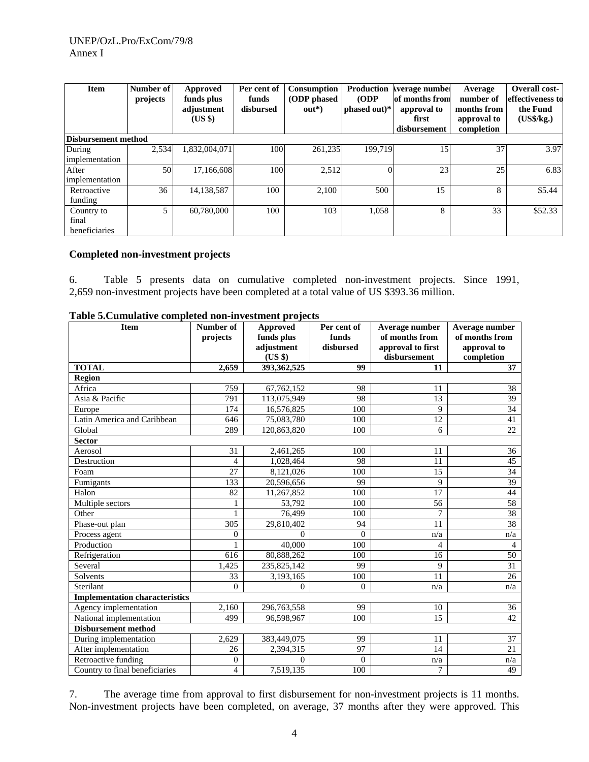| Item | Number of projects | Approved funds plus adjustment (US $) | Per cent of funds disbursed | Consumption (ODP phased out*) | Production (ODP phased out)* | Average number of months from approval to first disbursement | Average number of months from approval to completion | Overall cost-effectiveness to the Fund (US$/kg.) |
|---|---|---|---|---|---|---|---|---|
| **Disbursement method** | | | | | | | | |
| During implementation | 2,534 | 1,832,004,071 | 100 | 261,235 | 199,719 | 15 | 37 | 3.97 |
| After implementation | 50 | 17,166,608 | 100 | 2,512 | 0 | 23 | 25 | 6.83 |
| Retroactive funding | 36 | 14,138,587 | 100 | 2,100 | 500 | 15 | 8 | $5.44 |
| Country to final beneficiaries | 5 | 60,780,000 | 100 | 103 | 1,058 | 8 | 33 | $52.33 |

**Completed non-investment projects**

6. Table 5 presents data on cumulative completed non-investment projects. Since 1991, 2,659 non-investment projects have been completed at a total value of US $393.36 million.

**Table 5.Cumulative completed non-investment projects**

| Item | Number of projects | Approved funds plus adjustment (US $) | Per cent of funds disbursed | Average number of months from approval to first disbursement | Average number of months from approval to completion |
|---|---|---|---|---|---|
| **TOTAL** | **2,659** | **393,362,525** | **99** | **11** | **37** |
| **Region** | | | | | |
| Africa | 759 | 67,762,152 | 98 | 11 | 38 |
| Asia & Pacific | 791 | 113,075,949 | 98 | 13 | 39 |
| Europe | 174 | 16,576,825 | 100 | 9 | 34 |
| Latin America and Caribbean | 646 | 75,083,780 | 100 | 12 | 41 |
| Global | 289 | 120,863,820 | 100 | 6 | 22 |
| **Sector** | | | | | |
| Aerosol | 31 | 2,461,265 | 100 | 11 | 36 |
| Destruction | 4 | 1,028,464 | 98 | 11 | 45 |
| Foam | 27 | 8,121,026 | 100 | 15 | 34 |
| Fumigants | 133 | 20,596,656 | 99 | 9 | 39 |
| Halon | 82 | 11,267,852 | 100 | 17 | 44 |
| Multiple sectors | 1 | 53,792 | 100 | 56 | 58 |
| Other | 1 | 76,499 | 100 | 7 | 38 |
| Phase-out plan | 305 | 29,810,402 | 94 | 11 | 38 |
| Process agent | 0 | 0 | 0 | n/a | n/a |
| Production | 1 | 40,000 | 100 | 4 | 4 |
| Refrigeration | 616 | 80,888,262 | 100 | 16 | 50 |
| Several | 1,425 | 235,825,142 | 99 | 9 | 31 |
| Solvents | 33 | 3,193,165 | 100 | 11 | 26 |
| Sterilant | 0 | 0 | 0 | n/a | n/a |
| **Implementation characteristics** | | | | | |
| Agency implementation | 2,160 | 296,763,558 | 99 | 10 | 36 |
| National implementation | 499 | 96,598,967 | 100 | 15 | 42 |
| **Disbursement method** | | | | | |
| During implementation | 2,629 | 383,449,075 | 99 | 11 | 37 |
| After implementation | 26 | 2,394,315 | 97 | 14 | 21 |
| Retroactive funding | 0 | 0 | 0 | n/a | n/a |
| Country to final beneficiaries | 4 | 7,519,135 | 100 | 7 | 49 |

7. The average time from approval to first disbursement for non-investment projects is 11 months. Non-investment projects have been completed, on average, 37 months after they were approved. This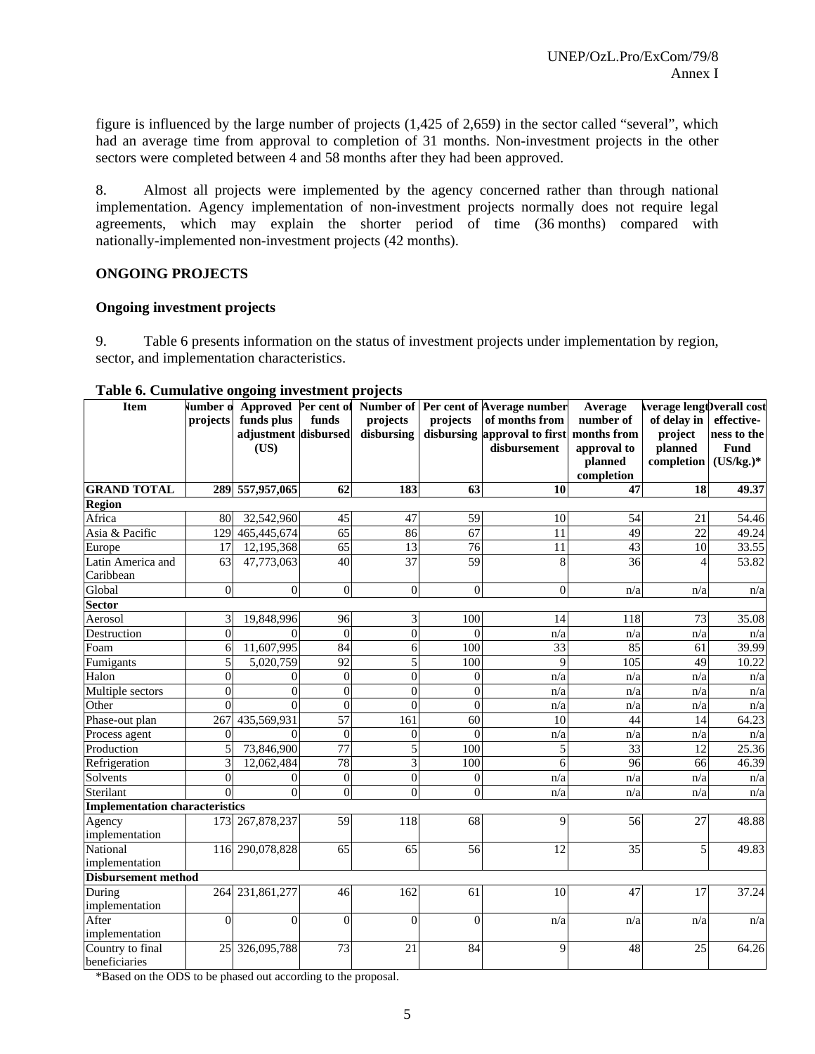figure is influenced by the large number of projects (1,425 of 2,659) in the sector called "several", which had an average time from approval to completion of 31 months. Non-investment projects in the other sectors were completed between 4 and 58 months after they had been approved.

8. Almost all projects were implemented by the agency concerned rather than through national implementation. Agency implementation of non-investment projects normally does not require legal agreements, which may explain the shorter period of time (36 months) compared with nationally-implemented non-investment projects (42 months).

**ONGOING PROJECTS**

**Ongoing investment projects**

9. Table 6 presents information on the status of investment projects under implementation by region, sector, and implementation characteristics.

**Table 6. Cumulative ongoing investment projects**

| Item | Number of projects | Approved funds plus adjustment (US) | Per cent of funds disbursed | Number of projects disbursing | Per cent of projects disbursing | Average number of months from approval to first disbursement | Average number of months from approval to planned completion | Average length of delay in project planned completion | Overall cost effective-ness to the Fund (US/kg.)* |
|---|---|---|---|---|---|---|---|---|---|
| **GRAND TOTAL** | **289** | **557,957,065** | **62** | **183** | **63** | **10** | **47** | **18** | **49.37** |
| **Region** | | | | | | | | | |
| Africa | 80 | 32,542,960 | 45 | 47 | 59 | 10 | 54 | 21 | 54.46 |
| Asia & Pacific | 129 | 465,445,674 | 65 | 86 | 67 | 11 | 49 | 22 | 49.24 |
| Europe | 17 | 12,195,368 | 65 | 13 | 76 | 11 | 43 | 10 | 33.55 |
| Latin America and Caribbean | 63 | 47,773,063 | 40 | 37 | 59 | 8 | 36 | 4 | 53.82 |
| Global | 0 | 0 | 0 | 0 | 0 | 0 | n/a | n/a | n/a |
| **Sector** | | | | | | | | | |
| Aerosol | 3 | 19,848,996 | 96 | 3 | 100 | 14 | 118 | 73 | 35.08 |
| Destruction | 0 | 0 | 0 | 0 | 0 | n/a | n/a | n/a | n/a |
| Foam | 6 | 11,607,995 | 84 | 6 | 100 | 33 | 85 | 61 | 39.99 |
| Fumigants | 5 | 5,020,759 | 92 | 5 | 100 | 9 | 105 | 49 | 10.22 |
| Halon | 0 | 0 | 0 | 0 | 0 | n/a | n/a | n/a | n/a |
| Multiple sectors | 0 | 0 | 0 | 0 | 0 | n/a | n/a | n/a | n/a |
| Other | 0 | 0 | 0 | 0 | 0 | n/a | n/a | n/a | n/a |
| Phase-out plan | 267 | 435,569,931 | 57 | 161 | 60 | 10 | 44 | 14 | 64.23 |
| Process agent | 0 | 0 | 0 | 0 | 0 | n/a | n/a | n/a | n/a |
| Production | 5 | 73,846,900 | 77 | 5 | 100 | 5 | 33 | 12 | 25.36 |
| Refrigeration | 3 | 12,062,484 | 78 | 3 | 100 | 6 | 96 | 66 | 46.39 |
| Solvents | 0 | 0 | 0 | 0 | 0 | n/a | n/a | n/a | n/a |
| Sterilant | 0 | 0 | 0 | 0 | 0 | n/a | n/a | n/a | n/a |
| **Implementation characteristics** | | | | | | | | | |
| Agency implementation | 173 | 267,878,237 | 59 | 118 | 68 | 9 | 56 | 27 | 48.88 |
| National implementation | 116 | 290,078,828 | 65 | 65 | 56 | 12 | 35 | 5 | 49.83 |
| **Disbursement method** | | | | | | | | | |
| During implementation | 264 | 231,861,277 | 46 | 162 | 61 | 10 | 47 | 17 | 37.24 |
| After implementation | 0 | 0 | 0 | 0 | 0 | n/a | n/a | n/a | n/a |
| Country to final beneficiaries | 25 | 326,095,788 | 73 | 21 | 84 | 9 | 48 | 25 | 64.26 |

*Based on the ODS to be phased out according to the proposal.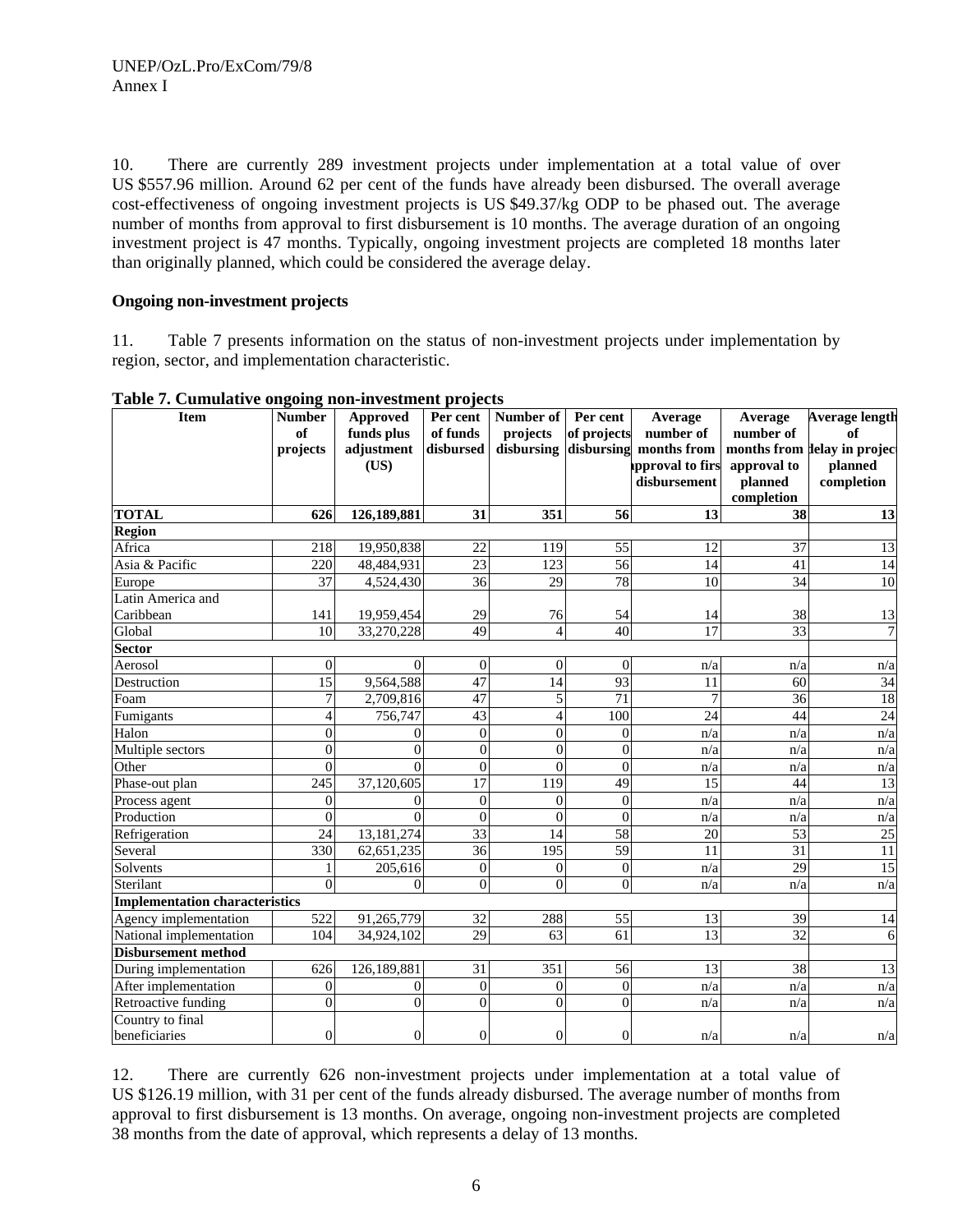10. There are currently 289 investment projects under implementation at a total value of over US $557.96 million. Around 62 per cent of the funds have already been disbursed. The overall average cost-effectiveness of ongoing investment projects is US $49.37/kg ODP to be phased out. The average number of months from approval to first disbursement is 10 months. The average duration of an ongoing investment project is 47 months. Typically, ongoing investment projects are completed 18 months later than originally planned, which could be considered the average delay.

**Ongoing non-investment projects**

11. Table 7 presents information on the status of non-investment projects under implementation by region, sector, and implementation characteristic.

**Table 7. Cumulative ongoing non-investment projects**

| Item | Number of projects | Approved funds plus adjustment (US) | Per cent of funds disbursed | Number of projects disbursing | Per cent of projects disbursing | Average number of months from approval to first disbursement | Average number of months from approval to planned completion | Average length of delay in project planned completion |
|---|---|---|---|---|---|---|---|---|
| **TOTAL** | **626** | **126,189,881** | **31** | **351** | **56** | **13** | **38** | **13** |
| **Region** | | | | | | | | |
| Africa | 218 | 19,950,838 | 22 | 119 | 55 | 12 | 37 | 13 |
| Asia & Pacific | 220 | 48,484,931 | 23 | 123 | 56 | 14 | 41 | 14 |
| Europe | 37 | 4,524,430 | 36 | 29 | 78 | 10 | 34 | 10 |
| Latin America and Caribbean | 141 | 19,959,454 | 29 | 76 | 54 | 14 | 38 | 13 |
| Global | 10 | 33,270,228 | 49 | 4 | 40 | 17 | 33 | 7 |
| **Sector** | | | | | | | | |
| Aerosol | 0 | 0 | 0 | 0 | 0 | n/a | n/a | n/a |
| Destruction | 15 | 9,564,588 | 47 | 14 | 93 | 11 | 60 | 34 |
| Foam | 7 | 2,709,816 | 47 | 5 | 71 | 7 | 36 | 18 |
| Fumigants | 4 | 756,747 | 43 | 4 | 100 | 24 | 44 | 24 |
| Halon | 0 | 0 | 0 | 0 | 0 | n/a | n/a | n/a |
| Multiple sectors | 0 | 0 | 0 | 0 | 0 | n/a | n/a | n/a |
| Other | 0 | 0 | 0 | 0 | 0 | n/a | n/a | n/a |
| Phase-out plan | 245 | 37,120,605 | 17 | 119 | 49 | 15 | 44 | 13 |
| Process agent | 0 | 0 | 0 | 0 | 0 | n/a | n/a | n/a |
| Production | 0 | 0 | 0 | 0 | 0 | n/a | n/a | n/a |
| Refrigeration | 24 | 13,181,274 | 33 | 14 | 58 | 20 | 53 | 25 |
| Several | 330 | 62,651,235 | 36 | 195 | 59 | 11 | 31 | 11 |
| Solvents | 1 | 205,616 | 0 | 0 | 0 | n/a | 29 | 15 |
| Sterilant | 0 | 0 | 0 | 0 | 0 | n/a | n/a | n/a |
| **Implementation characteristics** | | | | | | | | |
| Agency implementation | 522 | 91,265,779 | 32 | 288 | 55 | 13 | 39 | 14 |
| National implementation | 104 | 34,924,102 | 29 | 63 | 61 | 13 | 32 | 6 |
| **Disbursement method** | | | | | | | | |
| During implementation | 626 | 126,189,881 | 31 | 351 | 56 | 13 | 38 | 13 |
| After implementation | 0 | 0 | 0 | 0 | 0 | n/a | n/a | n/a |
| Retroactive funding | 0 | 0 | 0 | 0 | 0 | n/a | n/a | n/a |
| Country to final beneficiaries | 0 | 0 | 0 | 0 | 0 | n/a | n/a | n/a |

12. There are currently 626 non-investment projects under implementation at a total value of US $126.19 million, with 31 per cent of the funds already disbursed. The average number of months from approval to first disbursement is 13 months. On average, ongoing non-investment projects are completed 38 months from the date of approval, which represents a delay of 13 months.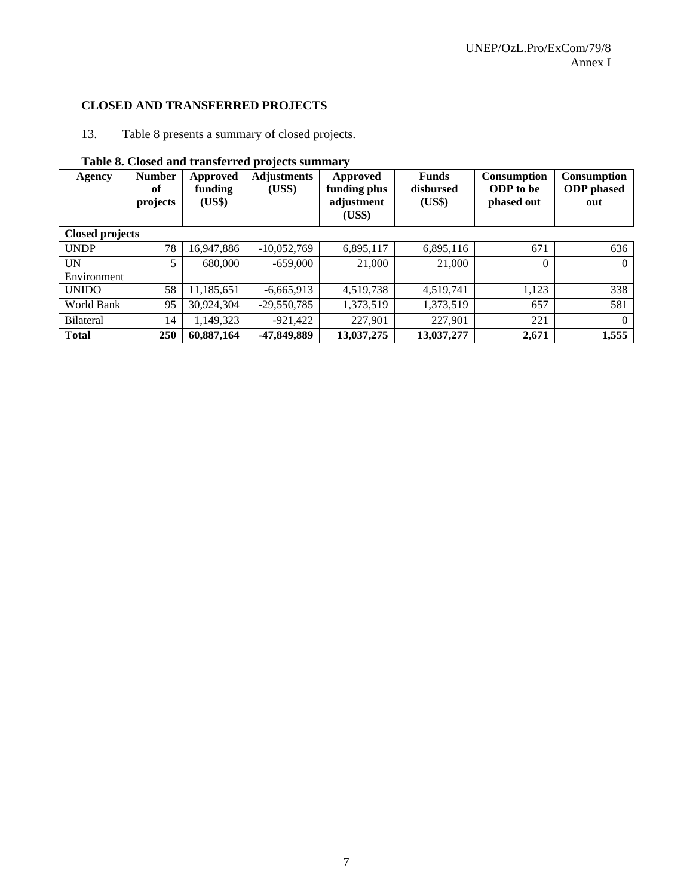## CLOSED AND TRANSFERRED PROJECTS

13. Table 8 presents a summary of closed projects.

**Table 8. Closed and transferred projects summary**

| Agency | Number of projects | Approved funding (US$) | Adjustments (US$) | Approved funding plus adjustment (US$) | Funds disbursed (US$) | Consumption ODP to be phased out | Consumption ODP phased out |
|---|---|---|---|---|---|---|---|
| **Closed projects** | | | | | | | |
| UNDP | 78 | 16,947,886 | -10,052,769 | 6,895,117 | 6,895,116 | 671 | 636 |
| UN Environment | 5 | 680,000 | -659,000 | 21,000 | 21,000 | 0 | 0 |
| UNIDO | 58 | 11,185,651 | -6,665,913 | 4,519,738 | 4,519,741 | 1,123 | 338 |
| World Bank | 95 | 30,924,304 | -29,550,785 | 1,373,519 | 1,373,519 | 657 | 581 |
| Bilateral | 14 | 1,149,323 | -921,422 | 227,901 | 227,901 | 221 | 0 |
| **Total** | **250** | **60,887,164** | **-47,849,889** | **13,037,275** | **13,037,277** | **2,671** | **1,555** |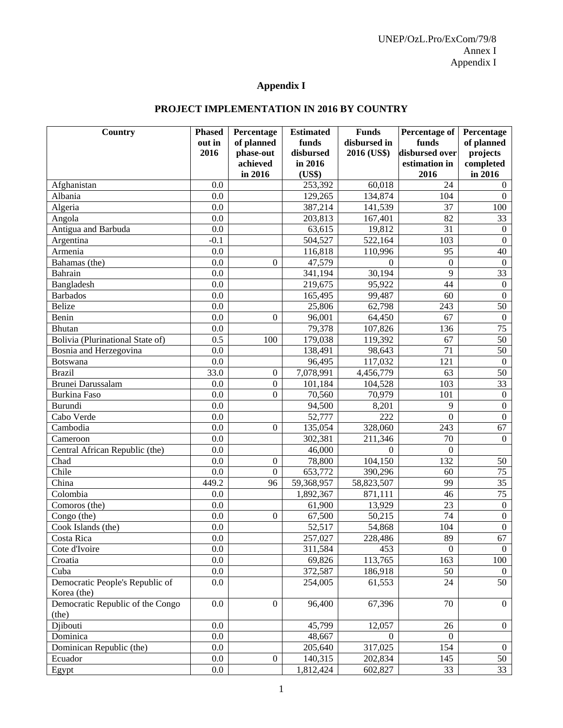## Appendix I

### PROJECT IMPLEMENTATION IN 2016 BY COUNTRY

| Country | Phased out in 2016 | Percentage of planned phase-out achieved in 2016 | Estimated funds disbursed in 2016 (US$) | Funds disbursed in 2016 (US$) | Percentage of funds disbursed over estimation in 2016 | Percentage of planned projects completed in 2016 |
|---|---|---|---|---|---|---|
| Afghanistan | 0.0 | | 253,392 | 60,018 | 24 | 0 |
| Albania | 0.0 | | 129,265 | 134,874 | 104 | 0 |
| Algeria | 0.0 | | 387,214 | 141,539 | 37 | 100 |
| Angola | 0.0 | | 203,813 | 167,401 | 82 | 33 |
| Antigua and Barbuda | 0.0 | | 63,615 | 19,812 | 31 | 0 |
| Argentina | -0.1 | | 504,527 | 522,164 | 103 | 0 |
| Armenia | 0.0 | | 116,818 | 110,996 | 95 | 40 |
| Bahamas (the) | 0.0 | 0 | 47,579 | 0 | 0 | 0 |
| Bahrain | 0.0 | | 341,194 | 30,194 | 9 | 33 |
| Bangladesh | 0.0 | | 219,675 | 95,922 | 44 | 0 |
| Barbados | 0.0 | | 165,495 | 99,487 | 60 | 0 |
| Belize | 0.0 | | 25,806 | 62,798 | 243 | 50 |
| Benin | 0.0 | 0 | 96,001 | 64,450 | 67 | 0 |
| Bhutan | 0.0 | | 79,378 | 107,826 | 136 | 75 |
| Bolivia (Plurinational State of) | 0.5 | 100 | 179,038 | 119,392 | 67 | 50 |
| Bosnia and Herzegovina | 0.0 | | 138,491 | 98,643 | 71 | 50 |
| Botswana | 0.0 | | 96,495 | 117,032 | 121 | 0 |
| Brazil | 33.0 | 0 | 7,078,991 | 4,456,779 | 63 | 50 |
| Brunei Darussalam | 0.0 | 0 | 101,184 | 104,528 | 103 | 33 |
| Burkina Faso | 0.0 | 0 | 70,560 | 70,979 | 101 | 0 |
| Burundi | 0.0 | | 94,500 | 8,201 | 9 | 0 |
| Cabo Verde | 0.0 | | 52,777 | 222 | 0 | 0 |
| Cambodia | 0.0 | 0 | 135,054 | 328,060 | 243 | 67 |
| Cameroon | 0.0 | | 302,381 | 211,346 | 70 | 0 |
| Central African Republic (the) | 0.0 | | 46,000 | 0 | 0 | |
| Chad | 0.0 | 0 | 78,800 | 104,150 | 132 | 50 |
| Chile | 0.0 | 0 | 653,772 | 390,296 | 60 | 75 |
| China | 449.2 | 96 | 59,368,957 | 58,823,507 | 99 | 35 |
| Colombia | 0.0 | | 1,892,367 | 871,111 | 46 | 75 |
| Comoros (the) | 0.0 | | 61,900 | 13,929 | 23 | 0 |
| Congo (the) | 0.0 | 0 | 67,500 | 50,215 | 74 | 0 |
| Cook Islands (the) | 0.0 | | 52,517 | 54,868 | 104 | 0 |
| Costa Rica | 0.0 | | 257,027 | 228,486 | 89 | 67 |
| Cote d'Ivoire | 0.0 | | 311,584 | 453 | 0 | 0 |
| Croatia | 0.0 | | 69,826 | 113,765 | 163 | 100 |
| Cuba | 0.0 | | 372,587 | 186,918 | 50 | 0 |
| Democratic People's Republic of Korea (the) | 0.0 | | 254,005 | 61,553 | 24 | 50 |
| Democratic Republic of the Congo (the) | 0.0 | 0 | 96,400 | 67,396 | 70 | 0 |
| Djibouti | 0.0 | | 45,799 | 12,057 | 26 | 0 |
| Dominica | 0.0 | | 48,667 | 0 | 0 | |
| Dominican Republic (the) | 0.0 | | 205,640 | 317,025 | 154 | 0 |
| Ecuador | 0.0 | 0 | 140,315 | 202,834 | 145 | 50 |
| Egypt | 0.0 | | 1,812,424 | 602,827 | 33 | 33 |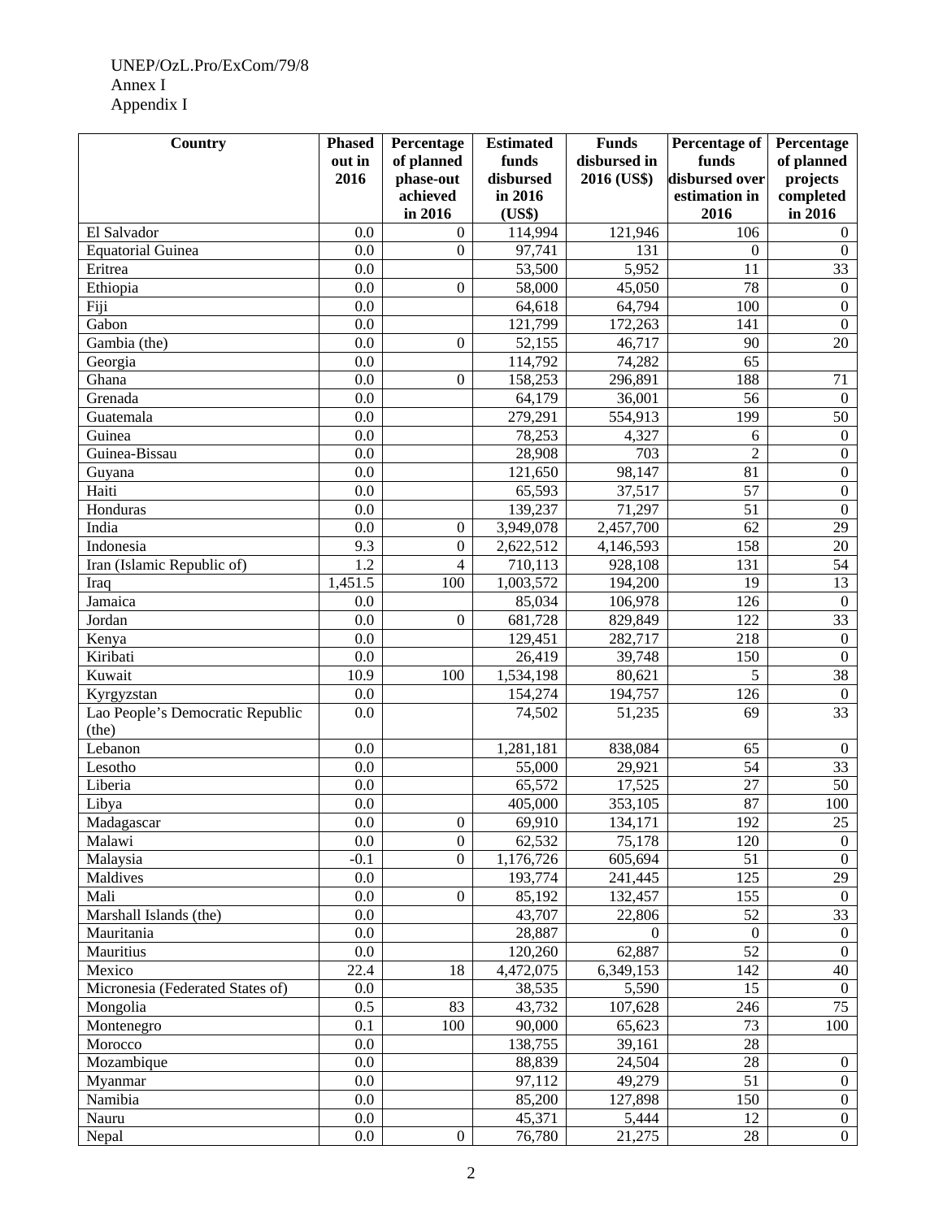| Country | Phased out in 2016 | Percentage of planned phase-out achieved in 2016 | Estimated funds disbursed in 2016 (US$) | Funds disbursed in 2016 (US$) | Percentage of funds disbursed over estimation in 2016 | Percentage of planned projects completed in 2016 |
|---|---|---|---|---|---|---|
| El Salvador | 0.0 | 0 | 114,994 | 121,946 | 106 | 0 |
| Equatorial Guinea | 0.0 | 0 | 97,741 | 131 | 0 | 0 |
| Eritrea | 0.0 | | 53,500 | 5,952 | 11 | 33 |
| Ethiopia | 0.0 | 0 | 58,000 | 45,050 | 78 | 0 |
| Fiji | 0.0 | | 64,618 | 64,794 | 100 | 0 |
| Gabon | 0.0 | | 121,799 | 172,263 | 141 | 0 |
| Gambia (the) | 0.0 | 0 | 52,155 | 46,717 | 90 | 20 |
| Georgia | 0.0 | | 114,792 | 74,282 | 65 | |
| Ghana | 0.0 | 0 | 158,253 | 296,891 | 188 | 71 |
| Grenada | 0.0 | | 64,179 | 36,001 | 56 | 0 |
| Guatemala | 0.0 | | 279,291 | 554,913 | 199 | 50 |
| Guinea | 0.0 | | 78,253 | 4,327 | 6 | 0 |
| Guinea-Bissau | 0.0 | | 28,908 | 703 | 2 | 0 |
| Guyana | 0.0 | | 121,650 | 98,147 | 81 | 0 |
| Haiti | 0.0 | | 65,593 | 37,517 | 57 | 0 |
| Honduras | 0.0 | | 139,237 | 71,297 | 51 | 0 |
| India | 0.0 | 0 | 3,949,078 | 2,457,700 | 62 | 29 |
| Indonesia | 9.3 | 0 | 2,622,512 | 4,146,593 | 158 | 20 |
| Iran (Islamic Republic of) | 1.2 | 4 | 710,113 | 928,108 | 131 | 54 |
| Iraq | 1,451.5 | 100 | 1,003,572 | 194,200 | 19 | 13 |
| Jamaica | 0.0 | | 85,034 | 106,978 | 126 | 0 |
| Jordan | 0.0 | 0 | 681,728 | 829,849 | 122 | 33 |
| Kenya | 0.0 | | 129,451 | 282,717 | 218 | 0 |
| Kiribati | 0.0 | | 26,419 | 39,748 | 150 | 0 |
| Kuwait | 10.9 | 100 | 1,534,198 | 80,621 | 5 | 38 |
| Kyrgyzstan | 0.0 | | 154,274 | 194,757 | 126 | 0 |
| Lao People's Democratic Republic (the) | 0.0 | | 74,502 | 51,235 | 69 | 33 |
| Lebanon | 0.0 | | 1,281,181 | 838,084 | 65 | 0 |
| Lesotho | 0.0 | | 55,000 | 29,921 | 54 | 33 |
| Liberia | 0.0 | | 65,572 | 17,525 | 27 | 50 |
| Libya | 0.0 | | 405,000 | 353,105 | 87 | 100 |
| Madagascar | 0.0 | 0 | 69,910 | 134,171 | 192 | 25 |
| Malawi | 0.0 | 0 | 62,532 | 75,178 | 120 | 0 |
| Malaysia | -0.1 | 0 | 1,176,726 | 605,694 | 51 | 0 |
| Maldives | 0.0 | | 193,774 | 241,445 | 125 | 29 |
| Mali | 0.0 | 0 | 85,192 | 132,457 | 155 | 0 |
| Marshall Islands (the) | 0.0 | | 43,707 | 22,806 | 52 | 33 |
| Mauritania | 0.0 | | 28,887 | 0 | 0 | 0 |
| Mauritius | 0.0 | | 120,260 | 62,887 | 52 | 0 |
| Mexico | 22.4 | 18 | 4,472,075 | 6,349,153 | 142 | 40 |
| Micronesia (Federated States of) | 0.0 | | 38,535 | 5,590 | 15 | 0 |
| Mongolia | 0.5 | 83 | 43,732 | 107,628 | 246 | 75 |
| Montenegro | 0.1 | 100 | 90,000 | 65,623 | 73 | 100 |
| Morocco | 0.0 | | 138,755 | 39,161 | 28 | |
| Mozambique | 0.0 | | 88,839 | 24,504 | 28 | 0 |
| Myanmar | 0.0 | | 97,112 | 49,279 | 51 | 0 |
| Namibia | 0.0 | | 85,200 | 127,898 | 150 | 0 |
| Nauru | 0.0 | | 45,371 | 5,444 | 12 | 0 |
| Nepal | 0.0 | 0 | 76,780 | 21,275 | 28 | 0 |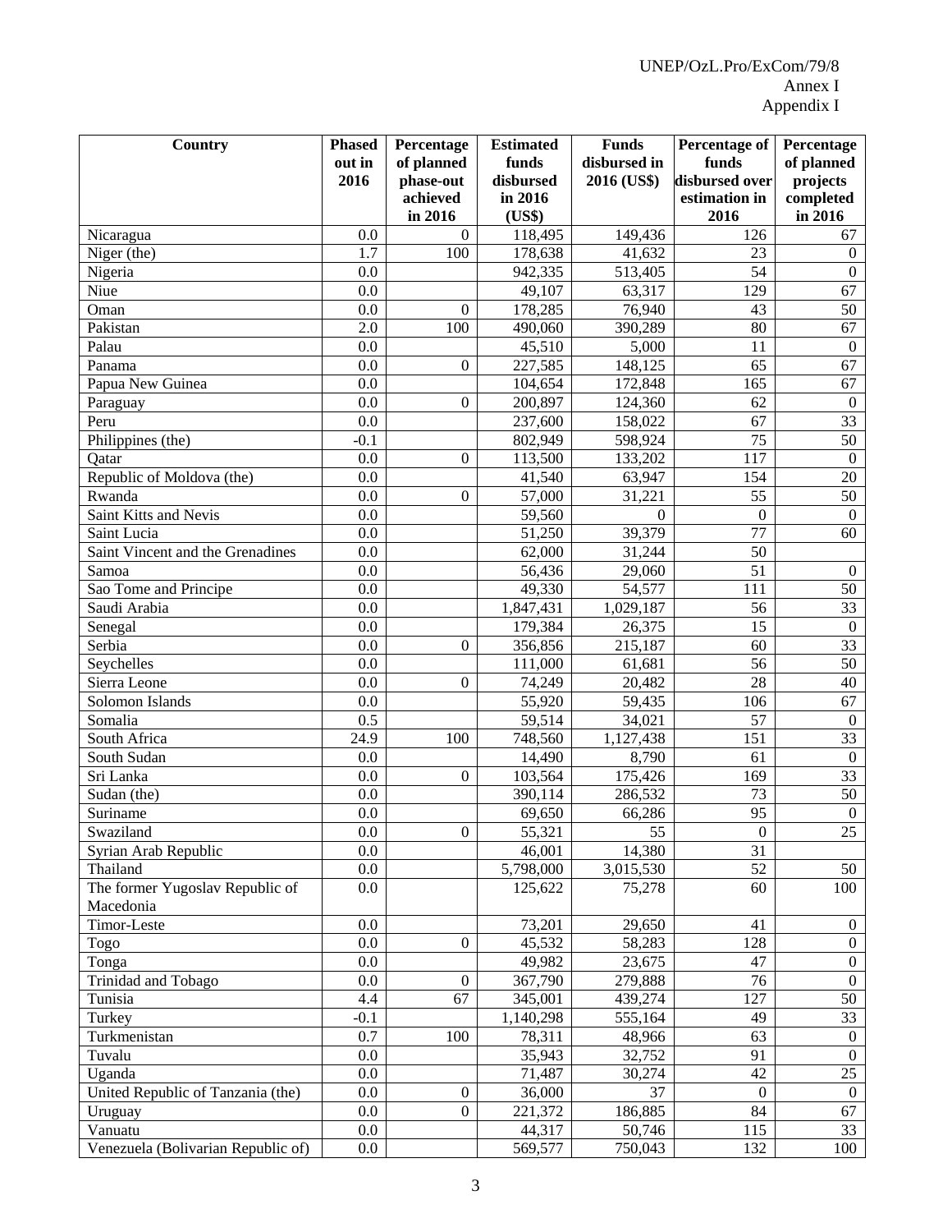| Country | Phased out in 2016 | Percentage of planned phase-out achieved in 2016 | Estimated funds disbursed in 2016 (US$) | Funds disbursed in 2016 (US$) | Percentage of funds disbursed over estimation in 2016 | Percentage of planned projects completed in 2016 |
|---|---|---|---|---|---|---|
| Nicaragua | 0.0 | 0 | 118,495 | 149,436 | 126 | 67 |
| Niger (the) | 1.7 | 100 | 178,638 | 41,632 | 23 | 0 |
| Nigeria | 0.0 | | 942,335 | 513,405 | 54 | 0 |
| Niue | 0.0 | | 49,107 | 63,317 | 129 | 67 |
| Oman | 0.0 | 0 | 178,285 | 76,940 | 43 | 50 |
| Pakistan | 2.0 | 100 | 490,060 | 390,289 | 80 | 67 |
| Palau | 0.0 | | 45,510 | 5,000 | 11 | 0 |
| Panama | 0.0 | 0 | 227,585 | 148,125 | 65 | 67 |
| Papua New Guinea | 0.0 | | 104,654 | 172,848 | 165 | 67 |
| Paraguay | 0.0 | 0 | 200,897 | 124,360 | 62 | 0 |
| Peru | 0.0 | | 237,600 | 158,022 | 67 | 33 |
| Philippines (the) | -0.1 | | 802,949 | 598,924 | 75 | 50 |
| Qatar | 0.0 | 0 | 113,500 | 133,202 | 117 | 0 |
| Republic of Moldova (the) | 0.0 | | 41,540 | 63,947 | 154 | 20 |
| Rwanda | 0.0 | 0 | 57,000 | 31,221 | 55 | 50 |
| Saint Kitts and Nevis | 0.0 | | 59,560 | 0 | 0 | 0 |
| Saint Lucia | 0.0 | | 51,250 | 39,379 | 77 | 60 |
| Saint Vincent and the Grenadines | 0.0 | | 62,000 | 31,244 | 50 | |
| Samoa | 0.0 | | 56,436 | 29,060 | 51 | 0 |
| Sao Tome and Principe | 0.0 | | 49,330 | 54,577 | 111 | 50 |
| Saudi Arabia | 0.0 | | 1,847,431 | 1,029,187 | 56 | 33 |
| Senegal | 0.0 | | 179,384 | 26,375 | 15 | 0 |
| Serbia | 0.0 | 0 | 356,856 | 215,187 | 60 | 33 |
| Seychelles | 0.0 | | 111,000 | 61,681 | 56 | 50 |
| Sierra Leone | 0.0 | 0 | 74,249 | 20,482 | 28 | 40 |
| Solomon Islands | 0.0 | | 55,920 | 59,435 | 106 | 67 |
| Somalia | 0.5 | | 59,514 | 34,021 | 57 | 0 |
| South Africa | 24.9 | 100 | 748,560 | 1,127,438 | 151 | 33 |
| South Sudan | 0.0 | | 14,490 | 8,790 | 61 | 0 |
| Sri Lanka | 0.0 | 0 | 103,564 | 175,426 | 169 | 33 |
| Sudan (the) | 0.0 | | 390,114 | 286,532 | 73 | 50 |
| Suriname | 0.0 | | 69,650 | 66,286 | 95 | 0 |
| Swaziland | 0.0 | 0 | 55,321 | 55 | 0 | 25 |
| Syrian Arab Republic | 0.0 | | 46,001 | 14,380 | 31 | |
| Thailand | 0.0 | | 5,798,000 | 3,015,530 | 52 | 50 |
| The former Yugoslav Republic of Macedonia | 0.0 | | 125,622 | 75,278 | 60 | 100 |
| Timor-Leste | 0.0 | | 73,201 | 29,650 | 41 | 0 |
| Togo | 0.0 | 0 | 45,532 | 58,283 | 128 | 0 |
| Tonga | 0.0 | | 49,982 | 23,675 | 47 | 0 |
| Trinidad and Tobago | 0.0 | 0 | 367,790 | 279,888 | 76 | 0 |
| Tunisia | 4.4 | 67 | 345,001 | 439,274 | 127 | 50 |
| Turkey | -0.1 | | 1,140,298 | 555,164 | 49 | 33 |
| Turkmenistan | 0.7 | 100 | 78,311 | 48,966 | 63 | 0 |
| Tuvalu | 0.0 | | 35,943 | 32,752 | 91 | 0 |
| Uganda | 0.0 | | 71,487 | 30,274 | 42 | 25 |
| United Republic of Tanzania (the) | 0.0 | 0 | 36,000 | 37 | 0 | 0 |
| Uruguay | 0.0 | 0 | 221,372 | 186,885 | 84 | 67 |
| Vanuatu | 0.0 | | 44,317 | 50,746 | 115 | 33 |
| Venezuela (Bolivarian Republic of) | 0.0 | | 569,577 | 750,043 | 132 | 100 |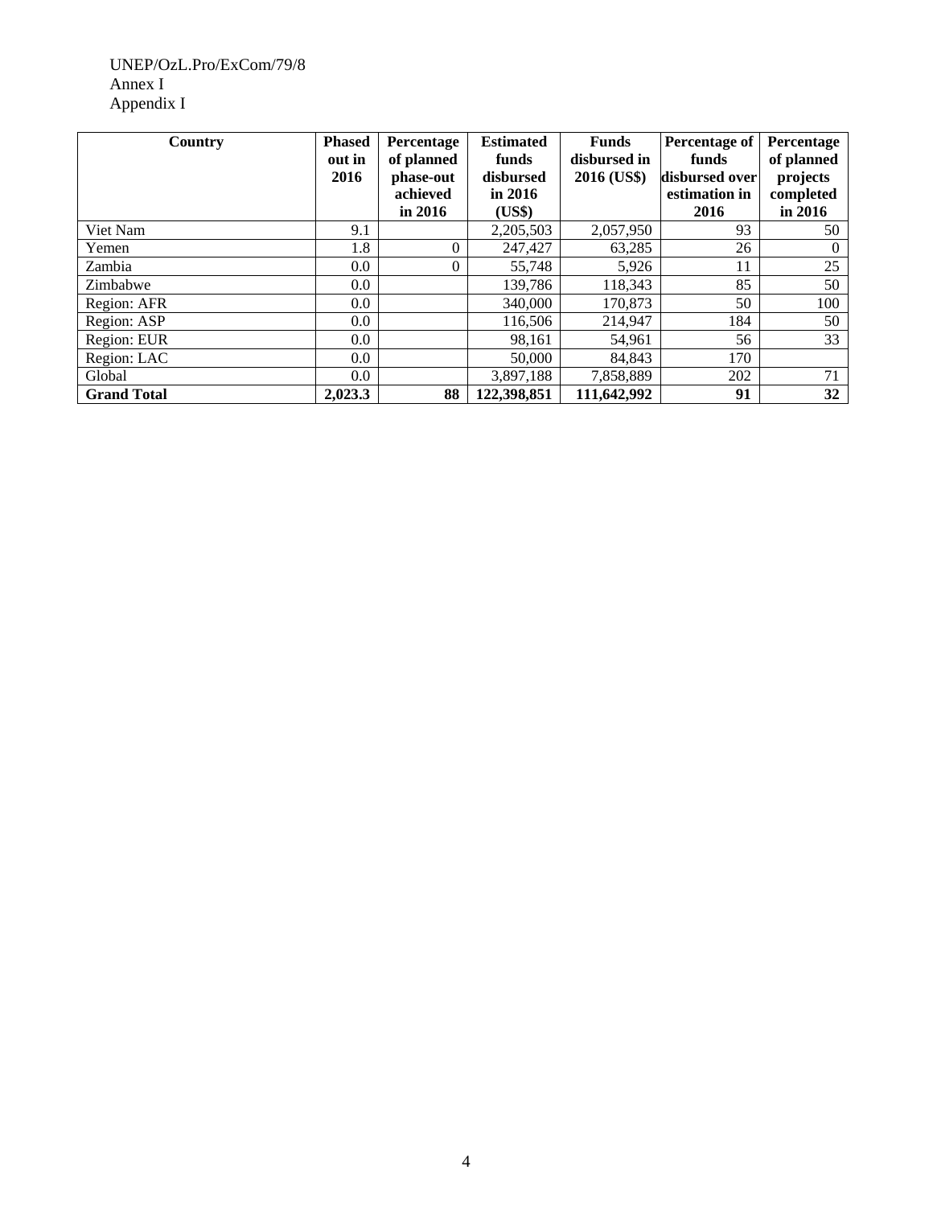| Country | Phased out in 2016 | Percentage of planned phase-out achieved in 2016 | Estimated funds disbursed in 2016 (US$) | Funds disbursed in 2016 (US$) | Percentage of funds disbursed over estimation in 2016 | Percentage of planned projects completed in 2016 |
|---|---|---|---|---|---|---|
| Viet Nam | 9.1 | | 2,205,503 | 2,057,950 | 93 | 50 |
| Yemen | 1.8 | 0 | 247,427 | 63,285 | 26 | 0 |
| Zambia | 0.0 | 0 | 55,748 | 5,926 | 11 | 25 |
| Zimbabwe | 0.0 | | 139,786 | 118,343 | 85 | 50 |
| Region: AFR | 0.0 | | 340,000 | 170,873 | 50 | 100 |
| Region: ASP | 0.0 | | 116,506 | 214,947 | 184 | 50 |
| Region: EUR | 0.0 | | 98,161 | 54,961 | 56 | 33 |
| Region: LAC | 0.0 | | 50,000 | 84,843 | 170 | |
| Global | 0.0 | | 3,897,188 | 7,858,889 | 202 | 71 |
| **Grand Total** | **2,023.3** | **88** | **122,398,851** | **111,642,992** | **91** | **32** |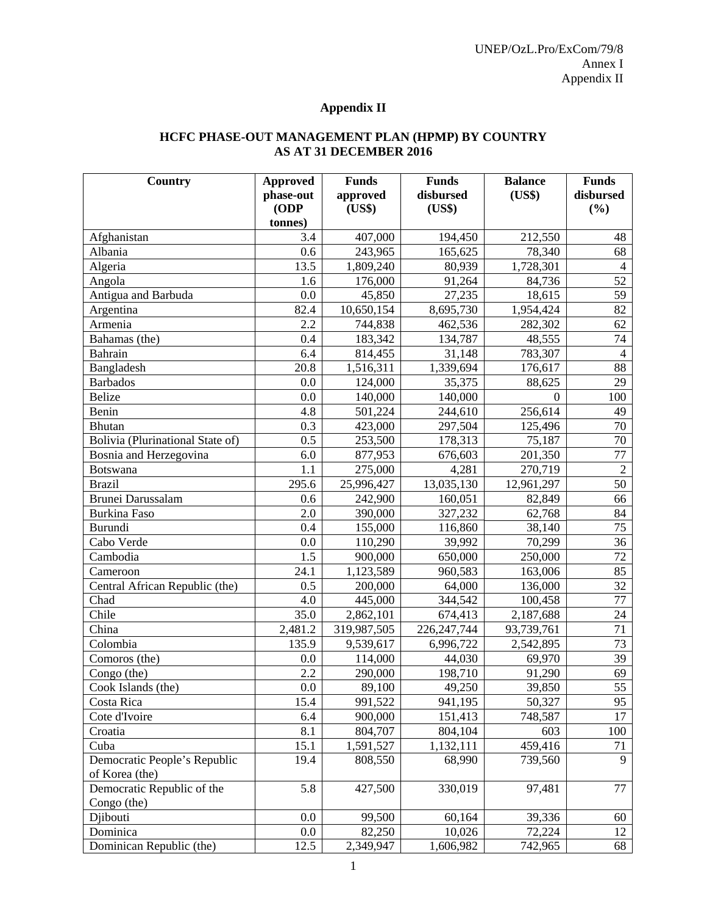## Appendix II

### HCFC PHASE-OUT MANAGEMENT PLAN (HPMP) BY COUNTRY AS AT 31 DECEMBER 2016

| Country | Approved phase-out (ODP tonnes) | Funds approved (US$) | Funds disbursed (US$) | Balance (US$) | Funds disbursed (%) |
|---|---|---|---|---|---|
| Afghanistan | 3.4 | 407,000 | 194,450 | 212,550 | 48 |
| Albania | 0.6 | 243,965 | 165,625 | 78,340 | 68 |
| Algeria | 13.5 | 1,809,240 | 80,939 | 1,728,301 | 4 |
| Angola | 1.6 | 176,000 | 91,264 | 84,736 | 52 |
| Antigua and Barbuda | 0.0 | 45,850 | 27,235 | 18,615 | 59 |
| Argentina | 82.4 | 10,650,154 | 8,695,730 | 1,954,424 | 82 |
| Armenia | 2.2 | 744,838 | 462,536 | 282,302 | 62 |
| Bahamas (the) | 0.4 | 183,342 | 134,787 | 48,555 | 74 |
| Bahrain | 6.4 | 814,455 | 31,148 | 783,307 | 4 |
| Bangladesh | 20.8 | 1,516,311 | 1,339,694 | 176,617 | 88 |
| Barbados | 0.0 | 124,000 | 35,375 | 88,625 | 29 |
| Belize | 0.0 | 140,000 | 140,000 | 0 | 100 |
| Benin | 4.8 | 501,224 | 244,610 | 256,614 | 49 |
| Bhutan | 0.3 | 423,000 | 297,504 | 125,496 | 70 |
| Bolivia (Plurinational State of) | 0.5 | 253,500 | 178,313 | 75,187 | 70 |
| Bosnia and Herzegovina | 6.0 | 877,953 | 676,603 | 201,350 | 77 |
| Botswana | 1.1 | 275,000 | 4,281 | 270,719 | 2 |
| Brazil | 295.6 | 25,996,427 | 13,035,130 | 12,961,297 | 50 |
| Brunei Darussalam | 0.6 | 242,900 | 160,051 | 82,849 | 66 |
| Burkina Faso | 2.0 | 390,000 | 327,232 | 62,768 | 84 |
| Burundi | 0.4 | 155,000 | 116,860 | 38,140 | 75 |
| Cabo Verde | 0.0 | 110,290 | 39,992 | 70,299 | 36 |
| Cambodia | 1.5 | 900,000 | 650,000 | 250,000 | 72 |
| Cameroon | 24.1 | 1,123,589 | 960,583 | 163,006 | 85 |
| Central African Republic (the) | 0.5 | 200,000 | 64,000 | 136,000 | 32 |
| Chad | 4.0 | 445,000 | 344,542 | 100,458 | 77 |
| Chile | 35.0 | 2,862,101 | 674,413 | 2,187,688 | 24 |
| China | 2,481.2 | 319,987,505 | 226,247,744 | 93,739,761 | 71 |
| Colombia | 135.9 | 9,539,617 | 6,996,722 | 2,542,895 | 73 |
| Comoros (the) | 0.0 | 114,000 | 44,030 | 69,970 | 39 |
| Congo (the) | 2.2 | 290,000 | 198,710 | 91,290 | 69 |
| Cook Islands (the) | 0.0 | 89,100 | 49,250 | 39,850 | 55 |
| Costa Rica | 15.4 | 991,522 | 941,195 | 50,327 | 95 |
| Cote d'Ivoire | 6.4 | 900,000 | 151,413 | 748,587 | 17 |
| Croatia | 8.1 | 804,707 | 804,104 | 603 | 100 |
| Cuba | 15.1 | 1,591,527 | 1,132,111 | 459,416 | 71 |
| Democratic People's Republic of Korea (the) | 19.4 | 808,550 | 68,990 | 739,560 | 9 |
| Democratic Republic of the Congo (the) | 5.8 | 427,500 | 330,019 | 97,481 | 77 |
| Djibouti | 0.0 | 99,500 | 60,164 | 39,336 | 60 |
| Dominica | 0.0 | 82,250 | 10,026 | 72,224 | 12 |
| Dominican Republic (the) | 12.5 | 2,349,947 | 1,606,982 | 742,965 | 68 |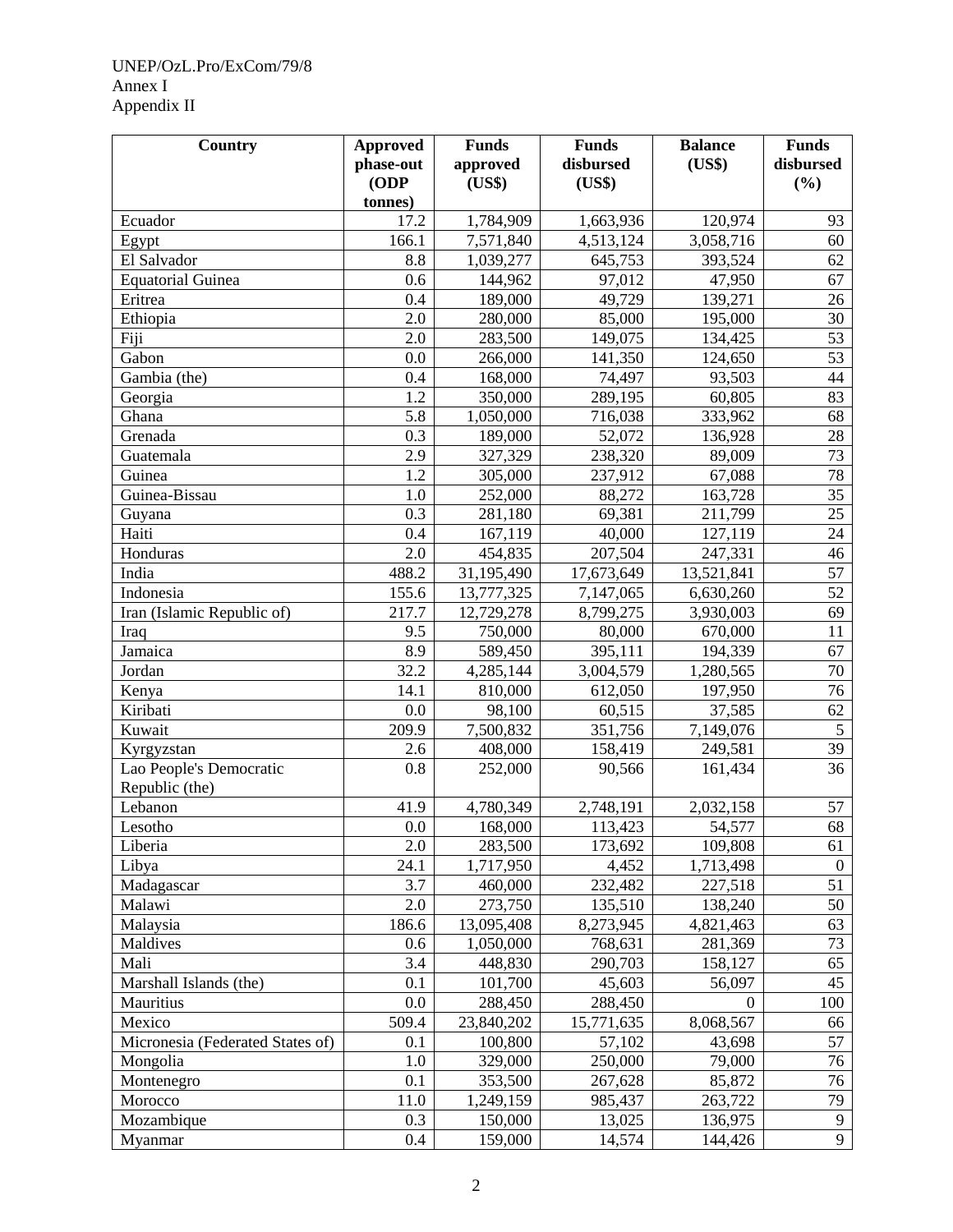UNEP/OzL.Pro/ExCom/79/8
Annex I
Appendix II

| Country | Approved phase-out (ODP tonnes) | Funds approved (US$) | Funds disbursed (US$) | Balance (US$) | Funds disbursed (%) |
|---|---|---|---|---|---|
| Ecuador | 17.2 | 1,784,909 | 1,663,936 | 120,974 | 93 |
| Egypt | 166.1 | 7,571,840 | 4,513,124 | 3,058,716 | 60 |
| El Salvador | 8.8 | 1,039,277 | 645,753 | 393,524 | 62 |
| Equatorial Guinea | 0.6 | 144,962 | 97,012 | 47,950 | 67 |
| Eritrea | 0.4 | 189,000 | 49,729 | 139,271 | 26 |
| Ethiopia | 2.0 | 280,000 | 85,000 | 195,000 | 30 |
| Fiji | 2.0 | 283,500 | 149,075 | 134,425 | 53 |
| Gabon | 0.0 | 266,000 | 141,350 | 124,650 | 53 |
| Gambia (the) | 0.4 | 168,000 | 74,497 | 93,503 | 44 |
| Georgia | 1.2 | 350,000 | 289,195 | 60,805 | 83 |
| Ghana | 5.8 | 1,050,000 | 716,038 | 333,962 | 68 |
| Grenada | 0.3 | 189,000 | 52,072 | 136,928 | 28 |
| Guatemala | 2.9 | 327,329 | 238,320 | 89,009 | 73 |
| Guinea | 1.2 | 305,000 | 237,912 | 67,088 | 78 |
| Guinea-Bissau | 1.0 | 252,000 | 88,272 | 163,728 | 35 |
| Guyana | 0.3 | 281,180 | 69,381 | 211,799 | 25 |
| Haiti | 0.4 | 167,119 | 40,000 | 127,119 | 24 |
| Honduras | 2.0 | 454,835 | 207,504 | 247,331 | 46 |
| India | 488.2 | 31,195,490 | 17,673,649 | 13,521,841 | 57 |
| Indonesia | 155.6 | 13,777,325 | 7,147,065 | 6,630,260 | 52 |
| Iran (Islamic Republic of) | 217.7 | 12,729,278 | 8,799,275 | 3,930,003 | 69 |
| Iraq | 9.5 | 750,000 | 80,000 | 670,000 | 11 |
| Jamaica | 8.9 | 589,450 | 395,111 | 194,339 | 67 |
| Jordan | 32.2 | 4,285,144 | 3,004,579 | 1,280,565 | 70 |
| Kenya | 14.1 | 810,000 | 612,050 | 197,950 | 76 |
| Kiribati | 0.0 | 98,100 | 60,515 | 37,585 | 62 |
| Kuwait | 209.9 | 7,500,832 | 351,756 | 7,149,076 | 5 |
| Kyrgyzstan | 2.6 | 408,000 | 158,419 | 249,581 | 39 |
| Lao People's Democratic Republic (the) | 0.8 | 252,000 | 90,566 | 161,434 | 36 |
| Lebanon | 41.9 | 4,780,349 | 2,748,191 | 2,032,158 | 57 |
| Lesotho | 0.0 | 168,000 | 113,423 | 54,577 | 68 |
| Liberia | 2.0 | 283,500 | 173,692 | 109,808 | 61 |
| Libya | 24.1 | 1,717,950 | 4,452 | 1,713,498 | 0 |
| Madagascar | 3.7 | 460,000 | 232,482 | 227,518 | 51 |
| Malawi | 2.0 | 273,750 | 135,510 | 138,240 | 50 |
| Malaysia | 186.6 | 13,095,408 | 8,273,945 | 4,821,463 | 63 |
| Maldives | 0.6 | 1,050,000 | 768,631 | 281,369 | 73 |
| Mali | 3.4 | 448,830 | 290,703 | 158,127 | 65 |
| Marshall Islands (the) | 0.1 | 101,700 | 45,603 | 56,097 | 45 |
| Mauritius | 0.0 | 288,450 | 288,450 | 0 | 100 |
| Mexico | 509.4 | 23,840,202 | 15,771,635 | 8,068,567 | 66 |
| Micronesia (Federated States of) | 0.1 | 100,800 | 57,102 | 43,698 | 57 |
| Mongolia | 1.0 | 329,000 | 250,000 | 79,000 | 76 |
| Montenegro | 0.1 | 353,500 | 267,628 | 85,872 | 76 |
| Morocco | 11.0 | 1,249,159 | 985,437 | 263,722 | 79 |
| Mozambique | 0.3 | 150,000 | 13,025 | 136,975 | 9 |
| Myanmar | 0.4 | 159,000 | 14,574 | 144,426 | 9 |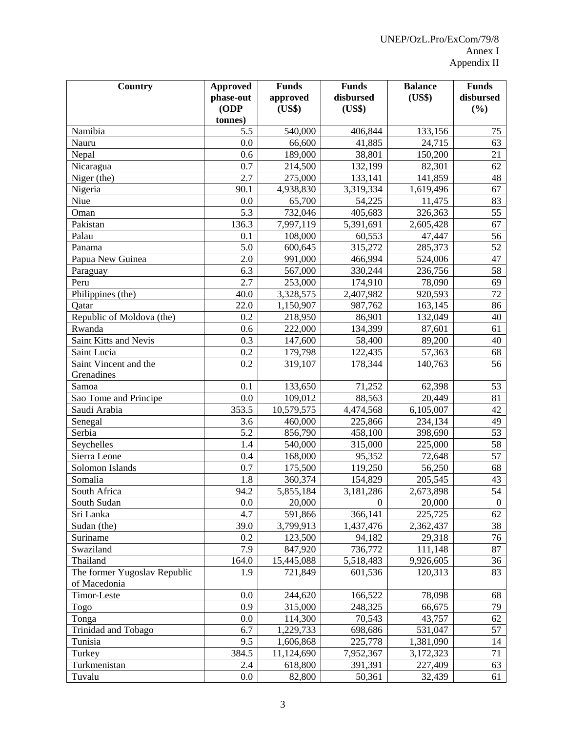| Country | Approved phase-out (ODP tonnes) | Funds approved (US$) | Funds disbursed (US$) | Balance (US$) | Funds disbursed (%) |
|---|---|---|---|---|---|
| Namibia | 5.5 | 540,000 | 406,844 | 133,156 | 75 |
| Nauru | 0.0 | 66,600 | 41,885 | 24,715 | 63 |
| Nepal | 0.6 | 189,000 | 38,801 | 150,200 | 21 |
| Nicaragua | 0.7 | 214,500 | 132,199 | 82,301 | 62 |
| Niger (the) | 2.7 | 275,000 | 133,141 | 141,859 | 48 |
| Nigeria | 90.1 | 4,938,830 | 3,319,334 | 1,619,496 | 67 |
| Niue | 0.0 | 65,700 | 54,225 | 11,475 | 83 |
| Oman | 5.3 | 732,046 | 405,683 | 326,363 | 55 |
| Pakistan | 136.3 | 7,997,119 | 5,391,691 | 2,605,428 | 67 |
| Palau | 0.1 | 108,000 | 60,553 | 47,447 | 56 |
| Panama | 5.0 | 600,645 | 315,272 | 285,373 | 52 |
| Papua New Guinea | 2.0 | 991,000 | 466,994 | 524,006 | 47 |
| Paraguay | 6.3 | 567,000 | 330,244 | 236,756 | 58 |
| Peru | 2.7 | 253,000 | 174,910 | 78,090 | 69 |
| Philippines (the) | 40.0 | 3,328,575 | 2,407,982 | 920,593 | 72 |
| Qatar | 22.0 | 1,150,907 | 987,762 | 163,145 | 86 |
| Republic of Moldova (the) | 0.2 | 218,950 | 86,901 | 132,049 | 40 |
| Rwanda | 0.6 | 222,000 | 134,399 | 87,601 | 61 |
| Saint Kitts and Nevis | 0.3 | 147,600 | 58,400 | 89,200 | 40 |
| Saint Lucia | 0.2 | 179,798 | 122,435 | 57,363 | 68 |
| Saint Vincent and the Grenadines | 0.2 | 319,107 | 178,344 | 140,763 | 56 |
| Samoa | 0.1 | 133,650 | 71,252 | 62,398 | 53 |
| Sao Tome and Principe | 0.0 | 109,012 | 88,563 | 20,449 | 81 |
| Saudi Arabia | 353.5 | 10,579,575 | 4,474,568 | 6,105,007 | 42 |
| Senegal | 3.6 | 460,000 | 225,866 | 234,134 | 49 |
| Serbia | 5.2 | 856,790 | 458,100 | 398,690 | 53 |
| Seychelles | 1.4 | 540,000 | 315,000 | 225,000 | 58 |
| Sierra Leone | 0.4 | 168,000 | 95,352 | 72,648 | 57 |
| Solomon Islands | 0.7 | 175,500 | 119,250 | 56,250 | 68 |
| Somalia | 1.8 | 360,374 | 154,829 | 205,545 | 43 |
| South Africa | 94.2 | 5,855,184 | 3,181,286 | 2,673,898 | 54 |
| South Sudan | 0.0 | 20,000 | 0 | 20,000 | 0 |
| Sri Lanka | 4.7 | 591,866 | 366,141 | 225,725 | 62 |
| Sudan (the) | 39.0 | 3,799,913 | 1,437,476 | 2,362,437 | 38 |
| Suriname | 0.2 | 123,500 | 94,182 | 29,318 | 76 |
| Swaziland | 7.9 | 847,920 | 736,772 | 111,148 | 87 |
| Thailand | 164.0 | 15,445,088 | 5,518,483 | 9,926,605 | 36 |
| The former Yugoslav Republic of Macedonia | 1.9 | 721,849 | 601,536 | 120,313 | 83 |
| Timor-Leste | 0.0 | 244,620 | 166,522 | 78,098 | 68 |
| Togo | 0.9 | 315,000 | 248,325 | 66,675 | 79 |
| Tonga | 0.0 | 114,300 | 70,543 | 43,757 | 62 |
| Trinidad and Tobago | 6.7 | 1,229,733 | 698,686 | 531,047 | 57 |
| Tunisia | 9.5 | 1,606,868 | 225,778 | 1,381,090 | 14 |
| Turkey | 384.5 | 11,124,690 | 7,952,367 | 3,172,323 | 71 |
| Turkmenistan | 2.4 | 618,800 | 391,391 | 227,409 | 63 |
| Tuvalu | 0.0 | 82,800 | 50,361 | 32,439 | 61 |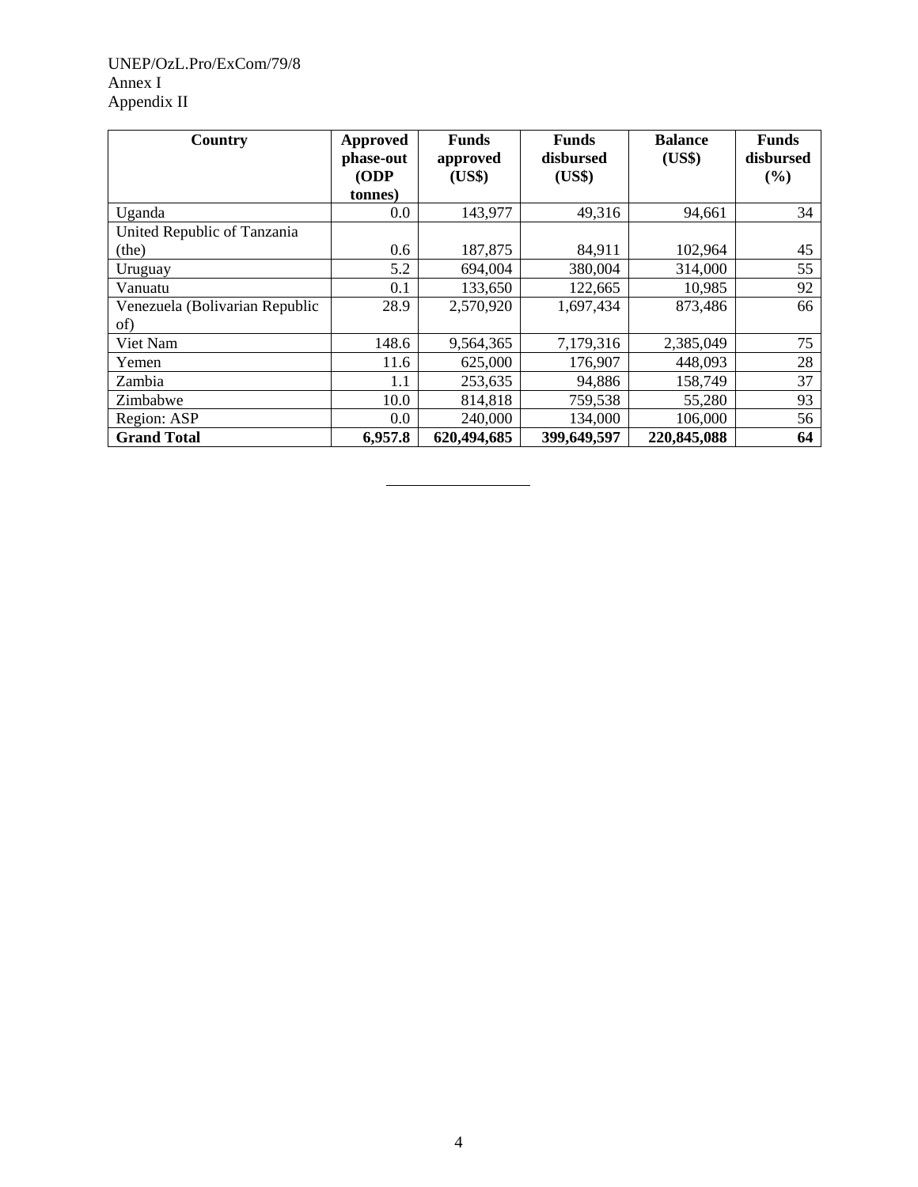| Country | Approved phase-out (ODP tonnes) | Funds approved (US$) | Funds disbursed (US$) | Balance (US$) | Funds disbursed (%) |
|---|---|---|---|---|---|
| Uganda | 0.0 | 143,977 | 49,316 | 94,661 | 34 |
| United Republic of Tanzania (the) | 0.6 | 187,875 | 84,911 | 102,964 | 45 |
| Uruguay | 5.2 | 694,004 | 380,004 | 314,000 | 55 |
| Vanuatu | 0.1 | 133,650 | 122,665 | 10,985 | 92 |
| Venezuela (Bolivarian Republic of) | 28.9 | 2,570,920 | 1,697,434 | 873,486 | 66 |
| Viet Nam | 148.6 | 9,564,365 | 7,179,316 | 2,385,049 | 75 |
| Yemen | 11.6 | 625,000 | 176,907 | 448,093 | 28 |
| Zambia | 1.1 | 253,635 | 94,886 | 158,749 | 37 |
| Zimbabwe | 10.0 | 814,818 | 759,538 | 55,280 | 93 |
| Region: ASP | 0.0 | 240,000 | 134,000 | 106,000 | 56 |
| **Grand Total** | **6,957.8** | **620,494,685** | **399,649,597** | **220,845,088** | **64** |